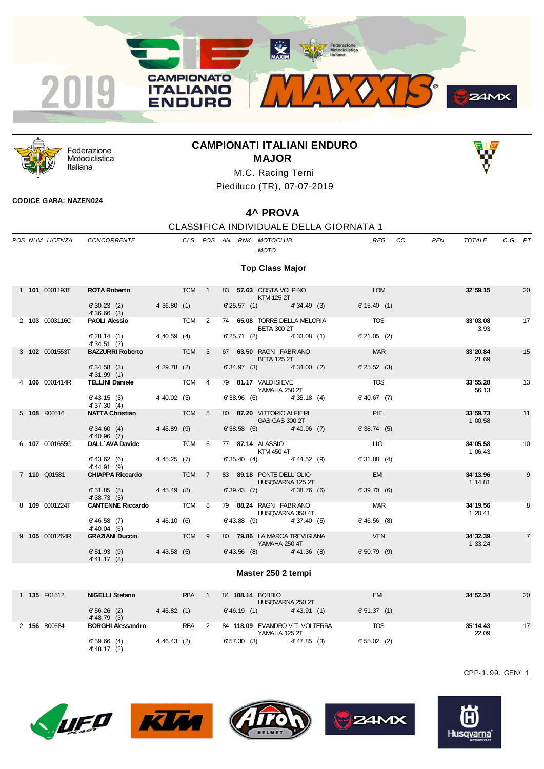# CAMPIONATI ITALIANI ENDURO MAJOR

M.C. Racing Terni

Piediluco (TR), 07-07-2019

**CODICE GARA: NAZEN024**

## 4^ PROVA

CLASSIFICA INDIVIDUALE DELLA GIORNATA 1

### Top Class Major

| POS | NUM | LICENZA | CONCORRENTE | CLS | POS | AN | RNK | MOTOCLUB / MOTO | REG | CO | PEN | TOTALE | C.G. | PT |
|---|---|---|---|---|---|---|---|---|---|---|---|---|---|---|
| 1 | **101** | 0001193T | **ROTA Roberto** | TCM | 1 | 83 | **57.63** | COSTA VOLPINO / KTM 125 2T | LOM | | | **32' 59.15** | | 20 |
| | | | 6' 30.23 (2) 4' 36.80 (1) 6' 25.57 (1) 4' 34.49 (3) 6' 15.40 (1) 4' 36.66 (3) | | | | | | | | | | | |
| 2 | **103** | 0003116C | **PAOLI Alessio** | TCM | 2 | 74 | **65.08** | TORRE DELLA MELORIA / BETA 300 2T | TOS | | | **33' 03.08** | 3.93 | 17 |
| | | | 6' 28.14 (1) 4' 40.59 (4) 6' 25.71 (2) 4' 33.08 (1) 6' 21.05 (2) 4' 34.51 (2) | | | | | | | | | | | |
| 3 | **102** | 0001553T | **BAZZURRI Roberto** | TCM | 3 | 67 | **63.50** | RAGNI FABRIANO / BETA 125 2T | MAR | | | **33' 20.84** | 21.69 | 15 |
| | | | 6' 34.58 (3) 4' 39.78 (2) 6' 34.97 (3) 4' 34.00 (2) 6' 25.52 (3) 4' 31.99 (1) | | | | | | | | | | | |
| 4 | **106** | 0001414R | **TELLINI Daniele** | TCM | 4 | 79 | **81.17** | VALDISIEVE / YAMAHA 250 2T | TOS | | | **33' 55.28** | 56.13 | 13 |
| | | | 6' 43.15 (5) 4' 40.02 (3) 6' 38.96 (6) 4' 35.18 (4) 6' 40.67 (7) 4' 37.30 (4) | | | | | | | | | | | |
| 5 | **108** | R00516 | **NATTA Christian** | TCM | 5 | 80 | **87.20** | VITTORIO ALFIERI / GAS GAS 300 2T | PIE | | | **33' 59.73** | 1' 00.58 | 11 |
| | | | 6' 34.60 (4) 4' 45.89 (9) 6' 38.58 (5) 4' 40.96 (7) 6' 38.74 (5) 4' 40.96 (7) | | | | | | | | | | | |
| 6 | **107** | 0001655G | **DALL`AVA Davide** | TCM | 6 | 77 | **87.14** | ALASSIO / KTM 450 4T | LIG | | | **34' 05.58** | 1' 06.43 | 10 |
| | | | 6' 43.62 (6) 4' 45.25 (7) 6' 35.40 (4) 4' 44.52 (9) 6' 31.88 (4) 4' 44.91 (9) | | | | | | | | | | | |
| 7 | **110** | Q01581 | **CHIAPPA Riccardo** | TCM | 7 | 83 | **89.18** | PONTE DELL`OLIO / HUSQVARNA 125 2T | EMI | | | **34' 13.96** | 1' 14.81 | 9 |
| | | | 6' 51.85 (8) 4' 45.49 (8) 6' 39.43 (7) 4' 38.76 (6) 6' 39.70 (6) 4' 38.73 (5) | | | | | | | | | | | |
| 8 | **109** | 0001224T | **CANTENNE Riccardo** | TCM | 8 | 79 | **88.24** | RAGNI FABRIANO / HUSQVARNA 350 4T | MAR | | | **34' 19.56** | 1' 20.41 | 8 |
| | | | 6' 46.58 (7) 4' 45.10 (6) 6' 43.88 (9) 4' 37.40 (5) 6' 46.56 (8) 4' 40.04 (6) | | | | | | | | | | | |
| 9 | **105** | 0001264R | **GRAZIANI Duccio** | TCM | 9 | 80 | **79.86** | LA MARCA TREVIGIANA / YAMAHA 250 4T | VEN | | | **34' 32.39** | 1' 33.24 | 7 |
| | | | 6' 51.93 (9) 4' 43.58 (5) 6' 43.56 (8) 4' 41.36 (8) 6' 50.79 (9) 4' 41.17 (8) | | | | | | | | | | | |

### Master 250 2 tempi

| POS | NUM | LICENZA | CONCORRENTE | CLS | POS | AN | RNK | MOTOCLUB / MOTO | REG | CO | PEN | TOTALE | C.G. | PT |
|---|---|---|---|---|---|---|---|---|---|---|---|---|---|---|
| 1 | **135** | F01512 | **NIGELLI Stefano** | RBA | 1 | 84 | **108.14** | BOBBIO / HUSQVARNA 250 2T | EMI | | | **34' 52.34** | | 20 |
| | | | 6' 56.26 (2) 4' 45.82 (1) 6' 46.19 (1) 4' 43.91 (1) 6' 51.37 (1) 4' 48.79 (3) | | | | | | | | | | | |
| 2 | **156** | B00684 | **BORGHI Alessandro** | RBA | 2 | 84 | **118.09** | EVANDRO VITI VOLTERRA / YAMAHA 125 2T | TOS | | | **35' 14.43** | 22.09 | 17 |
| | | | 6' 59.66 (4) 4' 46.43 (2) 6' 57.30 (3) 4' 47.85 (3) 6' 55.02 (2) 4' 48.17 (2) | | | | | | | | | | | |

CPP-1.99. GEN/ 1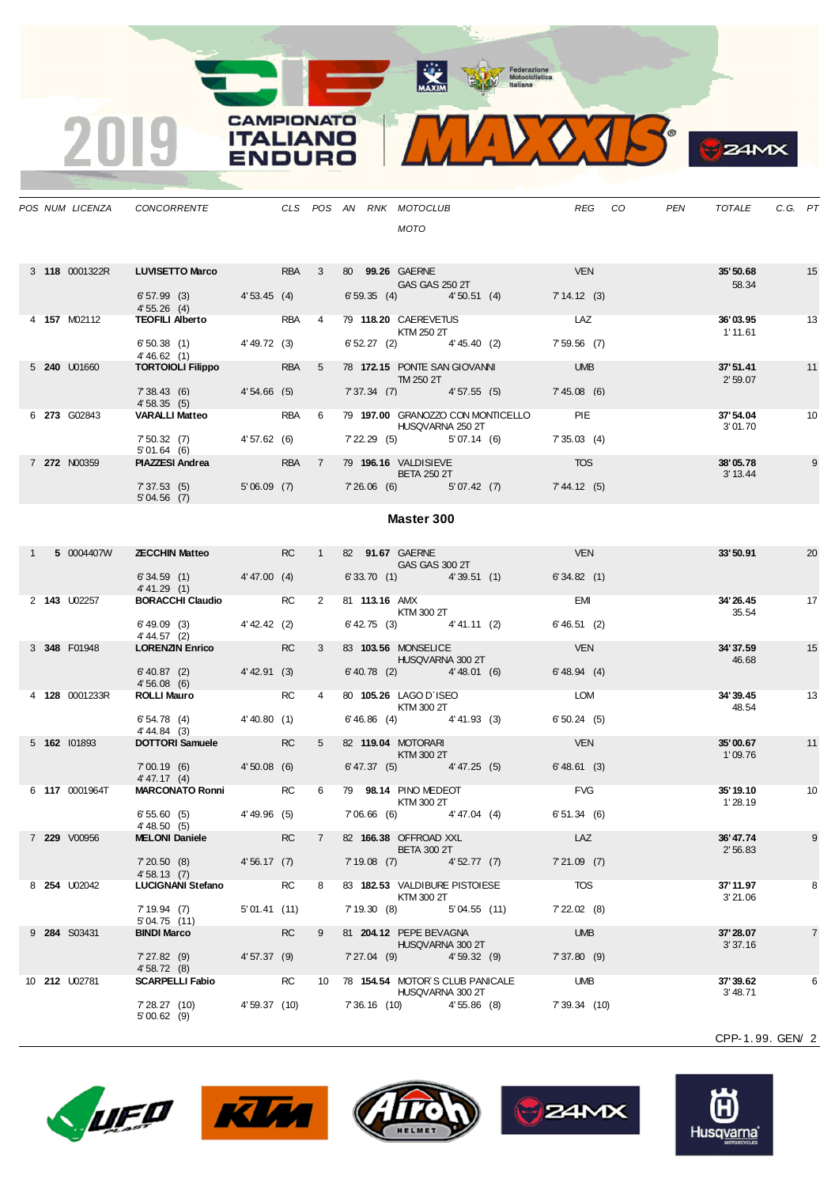# 2019 CAMPIONATO ITALIANO ENDURO

| POS | NUM | LICENZA | CONCORRENTE | CLS | POS | AN | RNK | MOTOCLUB / MOTO | REG | CO | PEN | TOTALE | C.G. | PT |
|---|---|---|---|---|---|---|---|---|---|---|---|---|---|---|
| 3 | **118** | 0001322R | **LUVISETTO Marco** | RBA | 3 | 80 | **99.26** | GAERNE / GAS GAS 250 2T | VEN | | | **35'50.68** 58.34 | | 15 |
| | | | 6'57.99 (3) 4'55.26 (4) | 4'53.45 (4) | | | | 6'59.35 (4) 4'50.51 (4) | 7'14.12 (3) | | | | | |
| 4 | **157** | M02112 | **TEOFILI Alberto** | RBA | 4 | 79 | **118.20** | CAEREVETUS / KTM 250 2T | LAZ | | | **36'03.95** 1'11.61 | | 13 |
| | | | 6'50.38 (1) 4'46.62 (1) | 4'49.72 (3) | | | | 6'52.27 (2) 4'45.40 (2) | 7'59.56 (7) | | | | | |
| 5 | **240** | U01660 | **TORTOIOLI Filippo** | RBA | 5 | 78 | **172.15** | PONTE SAN GIOVANNI / TM 250 2T | UMB | | | **37'51.41** 2'59.07 | | 11 |
| | | | 7'38.43 (6) 4'58.35 (5) | 4'54.66 (5) | | | | 7'37.34 (7) 4'57.55 (5) | 7'45.08 (6) | | | | | |
| 6 | **273** | G02843 | **VARALLI Matteo** | RBA | 6 | 79 | **197.00** | GRANOZZO CON MONTICELLO / HUSQVARNA 250 2T | PIE | | | **37'54.04** 3'01.70 | | 10 |
| | | | 7'50.32 (7) 5'01.64 (6) | 4'57.62 (6) | | | | 7'22.29 (5) 5'07.14 (6) | 7'35.03 (4) | | | | | |
| 7 | **272** | N00359 | **PIAZZESI Andrea** | RBA | 7 | 79 | **196.16** | VALDISIEVE / BETA 250 2T | TOS | | | **38'05.78** 3'13.44 | | 9 |
| | | | 7'37.53 (5) 5'04.56 (7) | 5'06.09 (7) | | | | 7'26.06 (6) 5'07.42 (7) | 7'44.12 (5) | | | | | |

## Master 300

| POS | NUM | LICENZA | CONCORRENTE | CLS | POS | AN | RNK | MOTOCLUB / MOTO | REG | CO | PEN | TOTALE | C.G. | PT |
|---|---|---|---|---|---|---|---|---|---|---|---|---|---|---|
| 1 | **5** | 0004407W | **ZECCHIN Matteo** | RC | 1 | 82 | **91.67** | GAERNE / GAS GAS 300 2T | VEN | | | **33'50.91** | | 20 |
| | | | 6'34.59 (1) 4'41.29 (1) | 4'47.00 (4) | | | | 6'33.70 (1) 4'39.51 (1) | 6'34.82 (1) | | | | | |
| 2 | **143** | U02257 | **BORACCHI Claudio** | RC | 2 | 81 | **113.16** | AMX / KTM 300 2T | EMI | | | **34'26.45** 35.54 | | 17 |
| | | | 6'49.09 (3) 4'44.57 (2) | 4'42.42 (2) | | | | 6'42.75 (3) 4'41.11 (2) | 6'46.51 (2) | | | | | |
| 3 | **348** | F01948 | **LORENZIN Enrico** | RC | 3 | 83 | **103.56** | MONSELICE / HUSQVARNA 300 2T | VEN | | | **34'37.59** 46.68 | | 15 |
| | | | 6'40.87 (2) 4'56.08 (6) | 4'42.91 (3) | | | | 6'40.78 (2) 4'48.01 (6) | 6'48.94 (4) | | | | | |
| 4 | **128** | 0001233R | **ROLLI Mauro** | RC | 4 | 80 | **105.26** | LAGO D`ISEO / KTM 300 2T | LOM | | | **34'39.45** 48.54 | | 13 |
| | | | 6'54.78 (4) 4'44.84 (3) | 4'40.80 (1) | | | | 6'46.86 (4) 4'41.93 (3) | 6'50.24 (5) | | | | | |
| 5 | **162** | I01893 | **DOTTORI Samuele** | RC | 5 | 82 | **119.04** | MOTORARI / KTM 300 2T | VEN | | | **35'00.67** 1'09.76 | | 11 |
| | | | 7'00.19 (6) 4'47.17 (4) | 4'50.08 (6) | | | | 6'47.37 (5) 4'47.25 (5) | 6'48.61 (3) | | | | | |
| 6 | **117** | 0001964T | **MARCONATO Ronni** | RC | 6 | 79 | **98.14** | PINO MEDEOT / KTM 300 2T | FVG | | | **35'19.10** 1'28.19 | | 10 |
| | | | 6'55.60 (5) 4'48.50 (5) | 4'49.96 (5) | | | | 7'06.66 (6) 4'47.04 (4) | 6'51.34 (6) | | | | | |
| 7 | **229** | V00956 | **MELONI Daniele** | RC | 7 | 82 | **166.38** | OFFROAD XXL / BETA 300 2T | LAZ | | | **36'47.74** 2'56.83 | | 9 |
| | | | 7'20.50 (8) 4'58.13 (7) | 4'56.17 (7) | | | | 7'19.08 (7) 4'52.77 (7) | 7'21.09 (7) | | | | | |
| 8 | **254** | U02042 | **LUCIGNANI Stefano** | RC | 8 | 83 | **182.53** | VALDIBURE PISTOIESE / KTM 300 2T | TOS | | | **37'11.97** 3'21.06 | | 8 |
| | | | 7'19.94 (7) 5'04.75 (11) | 5'01.41 (11) | | | | 7'19.30 (8) 5'04.55 (11) | 7'22.02 (8) | | | | | |
| 9 | **284** | S03431 | **BINDI Marco** | RC | 9 | 81 | **204.12** | PEPE BEVAGNA / HUSQVARNA 300 2T | UMB | | | **37'28.07** 3'37.16 | | 7 |
| | | | 7'27.82 (9) 4'58.72 (8) | 4'57.37 (9) | | | | 7'27.04 (9) 4'59.32 (9) | 7'37.80 (9) | | | | | |
| 10 | **212** | U02781 | **SCARPELLI Fabio** | RC | 10 | 78 | **154.54** | MOTOR`S CLUB PANICALE / HUSQVARNA 300 2T | UMB | | | **37'39.62** 3'48.71 | | 6 |
| | | | 7'28.27 (10) 5'00.62 (9) | 4'59.37 (10) | | | | 7'36.16 (10) 4'55.86 (8) | 7'39.34 (10) | | | | | |

CPP-1.99. GEN/ 2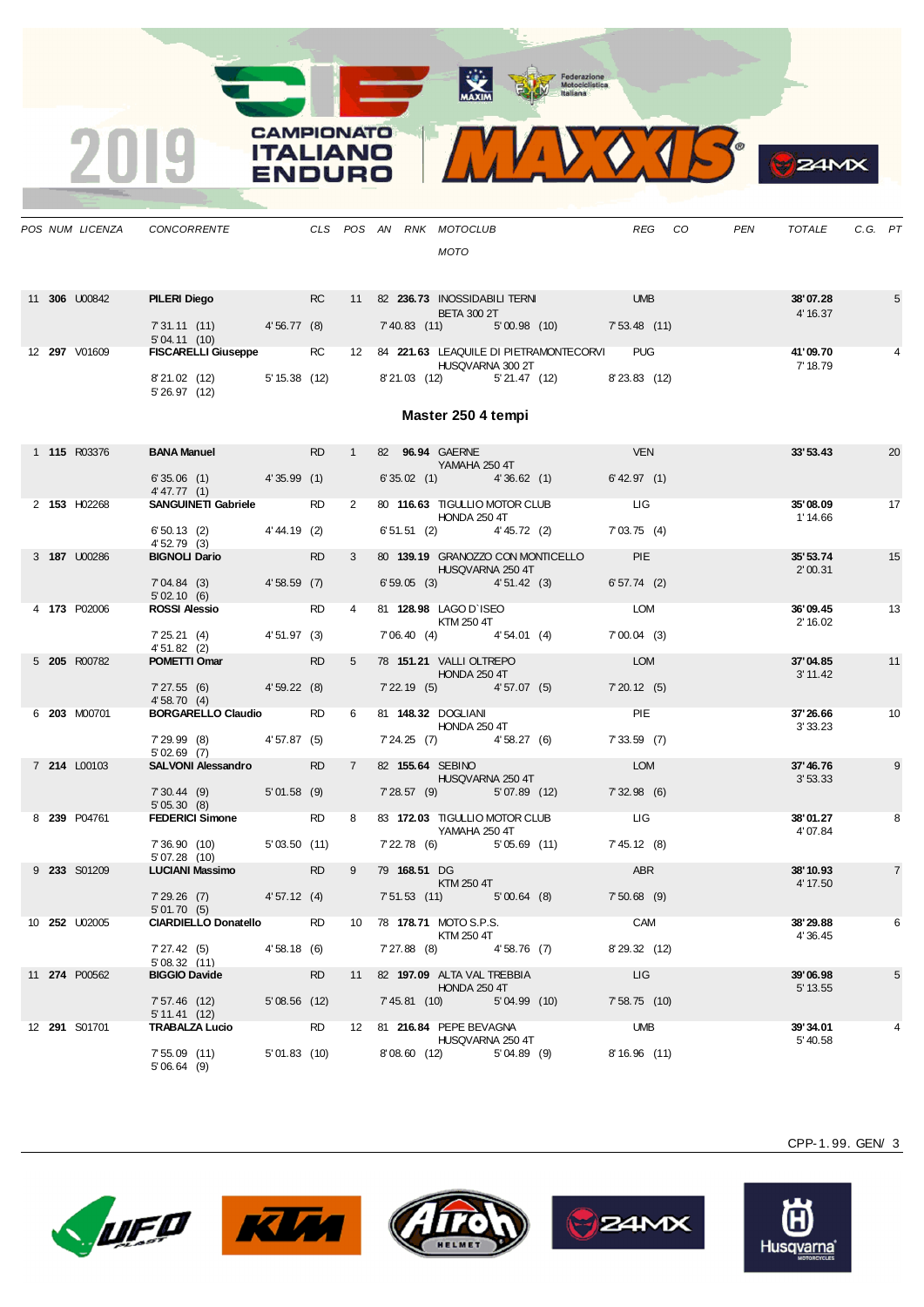| POS | NUM | LICENZA | CONCORRENTE | | CLS | POS | AN | RNK | MOTOCLUB / MOTO | | REG | CO | PEN | TOTALE | C.G. | PT |
|---|---|---|---|---|---|---|---|---|---|---|---|---|---|---|---|---|
| 11 | **306** | U00842 | **PILERI Diego** | | RC | 11 | 82 | **236.73** | INOSSIDABILI TERNI / BETA 300 2T | | UMB | | | **38'07.28** 4'16.37 | | 5 |
| | | | 7'31.11 (11) / 5'04.11 (10) | 4'56.77 (8) | | | 7'40.83 (11) | | 5'00.98 (10) | 7'53.48 (11) | | | | | | |
| 12 | **297** | V01609 | **FISCARELLI Giuseppe** | | RC | 12 | 84 | **221.63** | LEAQUILE DI PIETRAMONTECORVI / HUSQVARNA 300 2T | | PUG | | | **41'09.70** 7'18.79 | | 4 |
| | | | 8'21.02 (12) / 5'26.97 (12) | 5'15.38 (12) | | | 8'21.03 (12) | | 5'21.47 (12) | 8'23.83 (12) | | | | | | |

### Master 250 4 tempi

| POS | NUM | LICENZA | CONCORRENTE | | CLS | POS | AN | RNK | MOTOCLUB / MOTO | | REG | CO | PEN | TOTALE | C.G. | PT |
|---|---|---|---|---|---|---|---|---|---|---|---|---|---|---|---|---|
| 1 | **115** | R03376 | **BANA Manuel** | | RD | 1 | 82 | **96.94** | GAERNE / YAMAHA 250 4T | | VEN | | | **33'53.43** | | 20 |
| | | | 6'35.06 (1) / 4'47.77 (1) | 4'35.99 (1) | | | 6'35.02 (1) | | 4'36.62 (1) | 6'42.97 (1) | | | | | | |
| 2 | **153** | H02268 | **SANGUINETI Gabriele** | | RD | 2 | 80 | **116.63** | TIGULLIO MOTOR CLUB / HONDA 250 4T | | LIG | | | **35'08.09** 1'14.66 | | 17 |
| | | | 6'50.13 (2) / 4'52.79 (3) | 4'44.19 (2) | | | 6'51.51 (2) | | 4'45.72 (2) | 7'03.75 (4) | | | | | | |
| 3 | **187** | U00286 | **BIGNOLI Dario** | | RD | 3 | 80 | **139.19** | GRANOZZO CON MONTICELLO / HUSQVARNA 250 4T | | PIE | | | **35'53.74** 2'00.31 | | 15 |
| | | | 7'04.84 (3) / 5'02.10 (6) | 4'58.59 (7) | | | 6'59.05 (3) | | 4'51.42 (3) | 6'57.74 (2) | | | | | | |
| 4 | **173** | P02006 | **ROSSI Alessio** | | RD | 4 | 81 | **128.98** | LAGO D`ISEO / KTM 250 4T | | LOM | | | **36'09.45** 2'16.02 | | 13 |
| | | | 7'25.21 (4) / 4'51.82 (2) | 4'51.97 (3) | | | 7'06.40 (4) | | 4'54.01 (4) | 7'00.04 (3) | | | | | | |
| 5 | **205** | R00782 | **POMETTI Omar** | | RD | 5 | 78 | **151.21** | VALLI OLTREPO / HONDA 250 4T | | LOM | | | **37'04.85** 3'11.42 | | 11 |
| | | | 7'27.55 (6) / 4'58.70 (4) | 4'59.22 (8) | | | 7'22.19 (5) | | 4'57.07 (5) | 7'20.12 (5) | | | | | | |
| 6 | **203** | M00701 | **BORGARELLO Claudio** | | RD | 6 | 81 | **148.32** | DOGLIANI / HONDA 250 4T | | PIE | | | **37'26.66** 3'33.23 | | 10 |
| | | | 7'29.99 (8) / 5'02.69 (7) | 4'57.87 (5) | | | 7'24.25 (7) | | 4'58.27 (6) | 7'33.59 (7) | | | | | | |
| 7 | **214** | L00103 | **SALVONI Alessandro** | | RD | 7 | 82 | **155.64** | SEBINO / HUSQVARNA 250 4T | | LOM | | | **37'46.76** 3'53.33 | | 9 |
| | | | 7'30.44 (9) / 5'05.30 (8) | 5'01.58 (9) | | | 7'28.57 (9) | | 5'07.89 (12) | 7'32.98 (6) | | | | | | |
| 8 | **239** | P04761 | **FEDERICI Simone** | | RD | 8 | 83 | **172.03** | TIGULLIO MOTOR CLUB / YAMAHA 250 4T | | LIG | | | **38'01.27** 4'07.84 | | 8 |
| | | | 7'36.90 (10) / 5'07.28 (10) | 5'03.50 (11) | | | 7'22.78 (6) | | 5'05.69 (11) | 7'45.12 (8) | | | | | | |
| 9 | **233** | S01209 | **LUCIANI Massimo** | | RD | 9 | 79 | **168.51** | DG / KTM 250 4T | | ABR | | | **38'10.93** 4'17.50 | | 7 |
| | | | 7'29.26 (7) / 5'01.70 (5) | 4'57.12 (4) | | | 7'51.53 (11) | | 5'00.64 (8) | 7'50.68 (9) | | | | | | |
| 10 | **252** | U02005 | **CIARDIELLO Donatello** | | RD | 10 | 78 | **178.71** | MOTO S.P.S. / KTM 250 4T | | CAM | | | **38'29.88** 4'36.45 | | 6 |
| | | | 7'27.42 (5) / 5'08.32 (11) | 4'58.18 (6) | | | 7'27.88 (8) | | 4'58.76 (7) | 8'29.32 (12) | | | | | | |
| 11 | **274** | P00562 | **BIGGIO Davide** | | RD | 11 | 82 | **197.09** | ALTA VAL TREBBIA / HONDA 250 4T | | LIG | | | **39'06.98** 5'13.55 | | 5 |
| | | | 7'57.46 (12) / 5'11.41 (12) | 5'08.56 (12) | | | 7'45.81 (10) | | 5'04.99 (10) | 7'58.75 (10) | | | | | | |
| 12 | **291** | S01701 | **TRABALZA Lucio** | | RD | 12 | 81 | **216.84** | PEPE BEVAGNA / HUSQVARNA 250 4T | | UMB | | | **39'34.01** 5'40.58 | | 4 |
| | | | 7'55.09 (11) / 5'06.64 (9) | 5'01.83 (10) | | | 8'08.60 (12) | | 5'04.89 (9) | 8'16.96 (11) | | | | | | |

CPP-1.99. GEN/ 3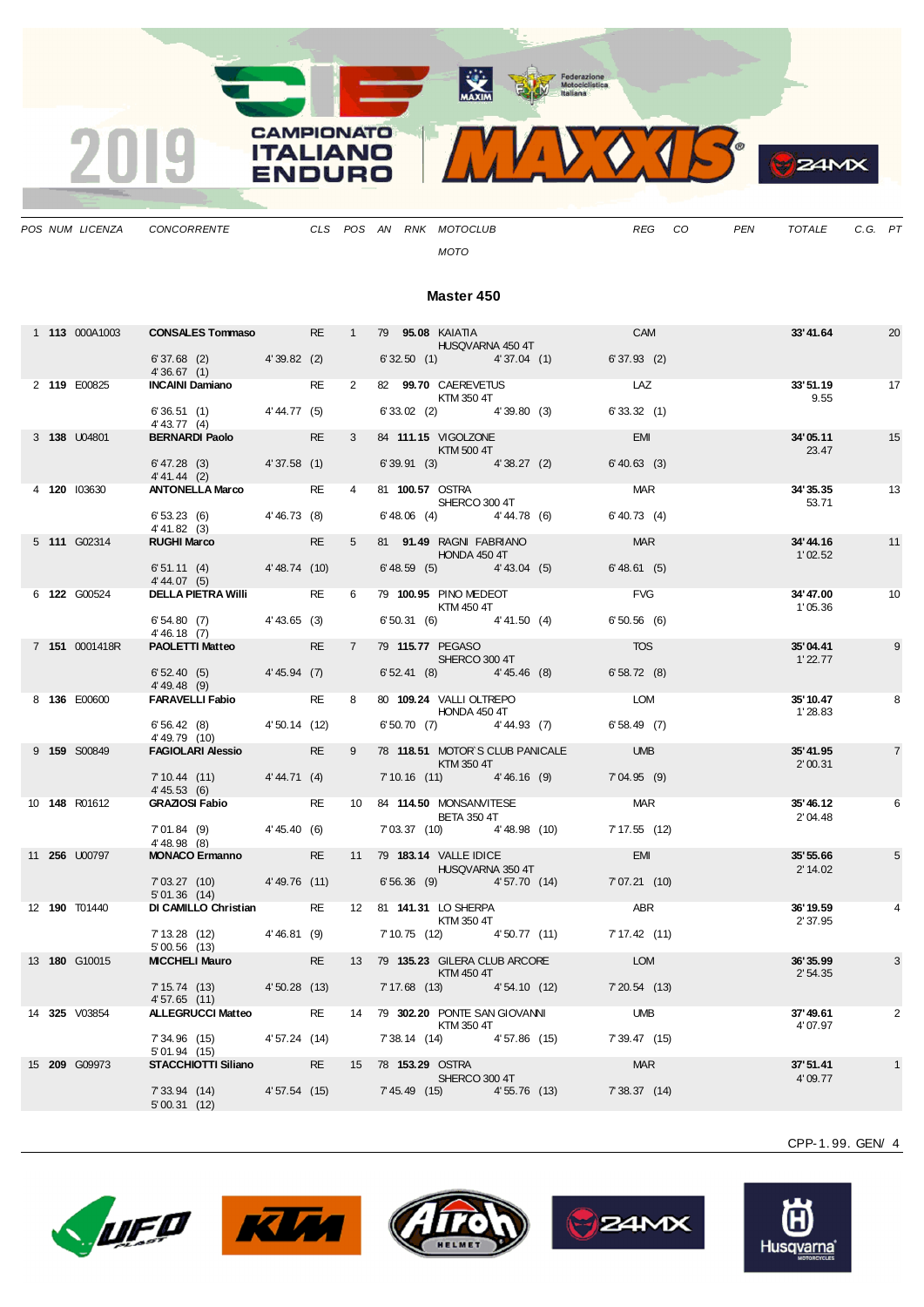## Master 450

| POS | NUM | LICENZA | CONCORRENTE | CLS | POS | AN | RNK | MOTOCLUB / MOTO | REG | CO | PEN | TOTALE | C.G. | PT |
|---|---|---|---|---|---|---|---|---|---|---|---|---|---|---|
| 1 | **113** | 000A1003 | **CONSALES Tommaso** | RE | 1 | 79 | **95.08** | KAIATIA / HUSQVARNA 450 4T | CAM | | | **33'41.64** | | 20 |
| | | | 6'37.68 (2) · 4'39.82 (2) · 6'32.50 (1) · 4'37.04 (1) · 6'37.93 (2) · 4'36.67 (1) | | | | | | | | | | | |
| 2 | **119** | E00825 | **INCAINI Damiano** | RE | 2 | 82 | **99.70** | CAEREVETUS / KTM 350 4T | LAZ | | | **33'51.19** | 9.55 | 17 |
| | | | 6'36.51 (1) · 4'44.77 (5) · 6'33.02 (2) · 4'39.80 (3) · 6'33.32 (1) · 4'43.77 (4) | | | | | | | | | | | |
| 3 | **138** | U04801 | **BERNARDI Paolo** | RE | 3 | 84 | **111.15** | VIGOLZONE / KTM 500 4T | EMI | | | **34'05.11** | 23.47 | 15 |
| | | | 6'47.28 (3) · 4'37.58 (1) · 6'39.91 (3) · 4'38.27 (2) · 6'40.63 (3) · 4'41.44 (2) | | | | | | | | | | | |
| 4 | **120** | I03630 | **ANTONELLA Marco** | RE | 4 | 81 | **100.57** | OSTRA / SHERCO 300 4T | MAR | | | **34'35.35** | 53.71 | 13 |
| | | | 6'53.23 (6) · 4'46.73 (8) · 6'48.06 (4) · 4'44.78 (6) · 6'40.73 (4) · 4'41.82 (3) | | | | | | | | | | | |
| 5 | **111** | G02314 | **RUGHI Marco** | RE | 5 | 81 | **91.49** | RAGNI FABRIANO / HONDA 450 4T | MAR | | | **34'44.16** | 1'02.52 | 11 |
| | | | 6'51.11 (4) · 4'48.74 (10) · 6'48.59 (5) · 4'43.04 (5) · 6'48.61 (5) · 4'44.07 (5) | | | | | | | | | | | |
| 6 | **122** | G00524 | **DELLA PIETRA Willi** | RE | 6 | 79 | **100.95** | PINO MEDEOT / KTM 450 4T | FVG | | | **34'47.00** | 1'05.36 | 10 |
| | | | 6'54.80 (7) · 4'43.65 (3) · 6'50.31 (6) · 4'41.50 (4) · 6'50.56 (6) · 4'46.18 (7) | | | | | | | | | | | |
| 7 | **151** | 0001418R | **PAOLETTI Matteo** | RE | 7 | 79 | **115.77** | PEGASO / SHERCO 300 4T | TOS | | | **35'04.41** | 1'22.77 | 9 |
| | | | 6'52.40 (5) · 4'45.94 (7) · 6'52.41 (8) · 4'45.46 (8) · 6'58.72 (8) · 4'49.48 (9) | | | | | | | | | | | |
| 8 | **136** | E00600 | **FARAVELLI Fabio** | RE | 8 | 80 | **109.24** | VALLI OLTREPO / HONDA 450 4T | LOM | | | **35'10.47** | 1'28.83 | 8 |
| | | | 6'56.42 (8) · 4'50.14 (12) · 6'50.70 (7) · 4'44.93 (7) · 6'58.49 (7) · 4'49.79 (10) | | | | | | | | | | | |
| 9 | **159** | S00849 | **FAGIOLARI Alessio** | RE | 9 | 78 | **118.51** | MOTOR`S CLUB PANICALE / KTM 350 4T | UMB | | | **35'41.95** | 2'00.31 | 7 |
| | | | 7'10.44 (11) · 4'44.71 (4) · 7'10.16 (11) · 4'46.16 (9) · 7'04.95 (9) · 4'45.53 (6) | | | | | | | | | | | |
| 10 | **148** | R01612 | **GRAZIOSI Fabio** | RE | 10 | 84 | **114.50** | MONSANVITESE / BETA 350 4T | MAR | | | **35'46.12** | 2'04.48 | 6 |
| | | | 7'01.84 (9) · 4'45.40 (6) · 7'03.37 (10) · 4'48.98 (10) · 7'17.55 (12) · 4'48.98 (8) | | | | | | | | | | | |
| 11 | **256** | U00797 | **MONACO Ermanno** | RE | 11 | 79 | **183.14** | VALLE IDICE / HUSQVARNA 350 4T | EMI | | | **35'55.66** | 2'14.02 | 5 |
| | | | 7'03.27 (10) · 4'49.76 (11) · 6'56.36 (9) · 4'57.70 (14) · 7'07.21 (10) · 5'01.36 (14) | | | | | | | | | | | |
| 12 | **190** | T01440 | **DI CAMILLO Christian** | RE | 12 | 81 | **141.31** | LO SHERPA / KTM 350 4T | ABR | | | **36'19.59** | 2'37.95 | 4 |
| | | | 7'13.28 (12) · 4'46.81 (9) · 7'10.75 (12) · 4'50.77 (11) · 7'17.42 (11) · 5'00.56 (13) | | | | | | | | | | | |
| 13 | **180** | G10015 | **MICCHELI Mauro** | RE | 13 | 79 | **135.23** | GILERA CLUB ARCORE / KTM 450 4T | LOM | | | **36'35.99** | 2'54.35 | 3 |
| | | | 7'15.74 (13) · 4'50.28 (13) · 7'17.68 (13) · 4'54.10 (12) · 7'20.54 (13) · 4'57.65 (11) | | | | | | | | | | | |
| 14 | **325** | V03854 | **ALLEGRUCCI Matteo** | RE | 14 | 79 | **302.20** | PONTE SAN GIOVANNI / KTM 350 4T | UMB | | | **37'49.61** | 4'07.97 | 2 |
| | | | 7'34.96 (15) · 4'57.24 (14) · 7'38.14 (14) · 4'57.86 (15) · 7'39.47 (15) · 5'01.94 (15) | | | | | | | | | | | |
| 15 | **209** | G09973 | **STACCHIOTTI Siliano** | RE | 15 | 78 | **153.29** | OSTRA / SHERCO 300 4T | MAR | | | **37'51.41** | 4'09.77 | 1 |
| | | | 7'33.94 (14) · 4'57.54 (15) · 7'45.49 (15) · 4'55.76 (13) · 7'38.37 (14) · 5'00.31 (12) | | | | | | | | | | | |

CPP-1.99. GEN/ 4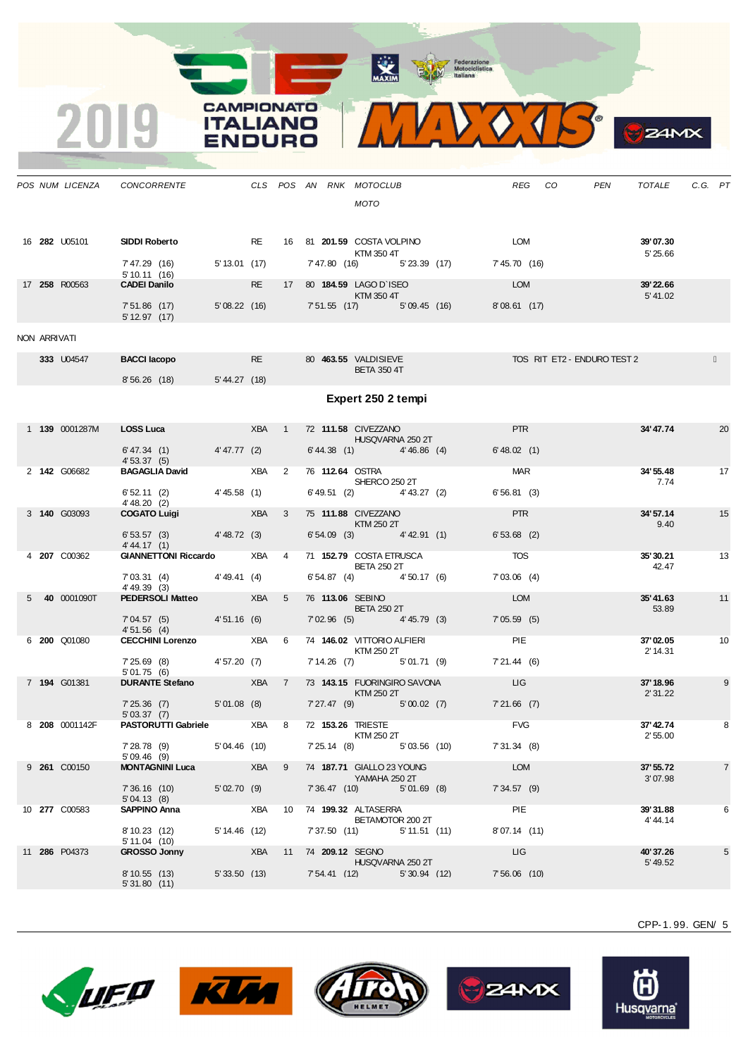| POS | NUM | LICENZA | CONCORRENTE | CLS | POS | AN | RNK | MOTOCLUB / MOTO | REG | CO | PEN | TOTALE | C.G. | PT |
|---|---|---|---|---|---|---|---|---|---|---|---|---|---|---|
| 16 | **282** | U05101 | **SIDDI Roberto** | RE | 16 | 81 | **201.59** | COSTA VOLPINO / KTM 350 4T | LOM | | | **39' 07.30** / 5' 25.66 | | |
| | | | 7' 47.29 (16) / 5' 10.11 (16) | 5' 13.01 (17) | | 7' 47.80 (16) | | 5' 23.39 (17) | 7' 45.70 (16) | | | | | |
| 17 | **258** | R00563 | **CADEI Danilo** | RE | 17 | 80 | **184.59** | LAGO D`ISEO / KTM 350 4T | LOM | | | **39' 22.66** / 5' 41.02 | | |
| | | | 7' 51.86 (17) / 5' 12.97 (17) | 5' 08.22 (16) | | 7' 51.55 (17) | | 5' 09.45 (16) | 8' 08.61 (17) | | | | | |

NON ARRIVATI

| POS | NUM | LICENZA | CONCORRENTE | CLS | POS | AN | RNK | MOTOCLUB / MOTO | REG | CO | PEN | TOTALE | C.G. | PT |
|---|---|---|---|---|---|---|---|---|---|---|---|---|---|---|
| | **333** | U04547 | **BACCI Iacopo** | RE | | 80 | **463.55** | VALDISIEVE / BETA 350 4T | TOS | RIT ET2 - ENDURO TEST 2 | | | | |
| | | | 8' 56.26 (18) | 5' 44.27 (18) | | | | | | | | | | |

## Expert 250 2 tempi

| POS | NUM | LICENZA | CONCORRENTE | CLS | POS | AN | RNK | MOTOCLUB / MOTO | REG | CO | PEN | TOTALE | C.G. | PT |
|---|---|---|---|---|---|---|---|---|---|---|---|---|---|---|
| 1 | **139** | 0001287M | **LOSS Luca** | XBA | 1 | 72 | **111.58** | CIVEZZANO / HUSQVARNA 250 2T | PTR | | | **34' 47.74** | | 20 |
| | | | 6' 47.34 (1) / 4' 53.37 (5) | 4' 47.77 (2) | | 6' 44.38 (1) | | 4' 46.86 (4) | 6' 48.02 (1) | | | | | |
| 2 | **142** | G06682 | **BAGAGLIA David** | XBA | 2 | 76 | **112.64** | OSTRA / SHERCO 250 2T | MAR | | | **34' 55.48** / 7.74 | | 17 |
| | | | 6' 52.11 (2) / 4' 48.20 (2) | 4' 45.58 (1) | | 6' 49.51 (2) | | 4' 43.27 (2) | 6' 56.81 (3) | | | | | |
| 3 | **140** | G03093 | **COGATO Luigi** | XBA | 3 | 75 | **111.88** | CIVEZZANO / KTM 250 2T | PTR | | | **34' 57.14** / 9.40 | | 15 |
| | | | 6' 53.57 (3) / 4' 44.17 (1) | 4' 48.72 (3) | | 6' 54.09 (3) | | 4' 42.91 (1) | 6' 53.68 (2) | | | | | |
| 4 | **207** | C00362 | **GIANNETTONI Riccardo** | XBA | 4 | 71 | **152.79** | COSTA ETRUSCA / BETA 250 2T | TOS | | | **35' 30.21** / 42.47 | | 13 |
| | | | 7' 03.31 (4) / 4' 49.39 (3) | 4' 49.41 (4) | | 6' 54.87 (4) | | 4' 50.17 (6) | 7' 03.06 (4) | | | | | |
| 5 | **40** | 0001090T | **PEDERSOLI Matteo** | XBA | 5 | 76 | **113.06** | SEBINO / BETA 250 2T | LOM | | | **35' 41.63** / 53.89 | | 11 |
| | | | 7' 04.57 (5) / 4' 51.56 (4) | 4' 51.16 (6) | | 7' 02.96 (5) | | 4' 45.79 (3) | 7' 05.59 (5) | | | | | |
| 6 | **200** | Q01080 | **CECCHINI Lorenzo** | XBA | 6 | 74 | **146.02** | VITTORIO ALFIERI / KTM 250 2T | PIE | | | **37' 02.05** / 2' 14.31 | | 10 |
| | | | 7' 25.69 (8) / 5' 01.75 (6) | 4' 57.20 (7) | | 7' 14.26 (7) | | 5' 01.71 (9) | 7' 21.44 (6) | | | | | |
| 7 | **194** | G01381 | **DURANTE Stefano** | XBA | 7 | 73 | **143.15** | FUORINGIRO SAVONA / KTM 250 2T | LIG | | | **37' 18.96** / 2' 31.22 | | 9 |
| | | | 7' 25.36 (7) / 5' 03.37 (7) | 5' 01.08 (8) | | 7' 27.47 (9) | | 5' 00.02 (7) | 7' 21.66 (7) | | | | | |
| 8 | **208** | 0001142F | **PASTORUTTI Gabriele** | XBA | 8 | 72 | **153.26** | TRIESTE / KTM 250 2T | FVG | | | **37' 42.74** / 2' 55.00 | | 8 |
| | | | 7' 28.78 (9) / 5' 09.46 (9) | 5' 04.46 (10) | | 7' 25.14 (8) | | 5' 03.56 (10) | 7' 31.34 (8) | | | | | |
| 9 | **261** | C00150 | **MONTAGNINI Luca** | XBA | 9 | 74 | **187.71** | GIALLO 23 YOUNG / YAMAHA 250 2T | LOM | | | **37' 55.72** / 3' 07.98 | | 7 |
| | | | 7' 36.16 (10) / 5' 04.13 (8) | 5' 02.70 (9) | | 7' 36.47 (10) | | 5' 01.69 (8) | 7' 34.57 (9) | | | | | |
| 10 | **277** | C00583 | **SAPPINO Anna** | XBA | 10 | 74 | **199.32** | ALTASERRA / BETAMOTOR 200 2T | PIE | | | **39' 31.88** / 4' 44.14 | | 6 |
| | | | 8' 10.23 (12) / 5' 11.04 (10) | 5' 14.46 (12) | | 7' 37.50 (11) | | 5' 11.51 (11) | 8' 07.14 (11) | | | | | |
| 11 | **286** | P04373 | **GROSSO Jonny** | XBA | 11 | 74 | **209.12** | SEGNO / HUSQVARNA 250 2T | LIG | | | **40' 37.26** / 5' 49.52 | | 5 |
| | | | 8' 10.55 (13) / 5' 31.80 (11) | 5' 33.50 (13) | | 7' 54.41 (12) | | 5' 30.94 (12) | 7' 56.06 (10) | | | | | |

CPP-1.99. GEN/ 5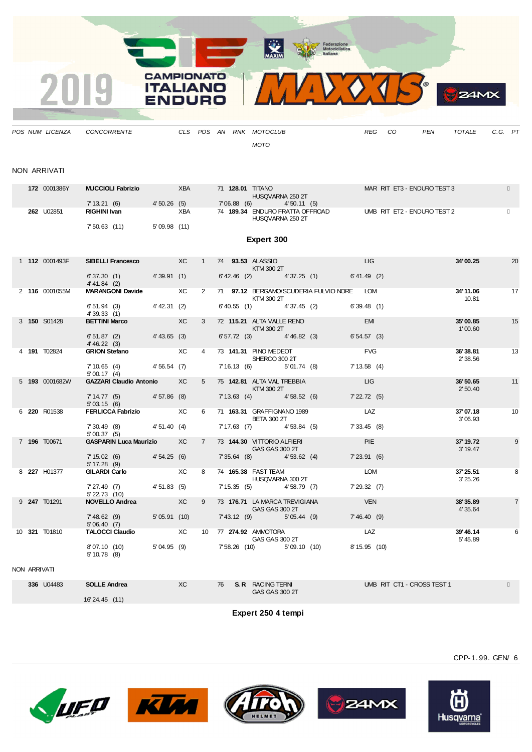| POS | NUM | LICENZA | CONCORRENTE | CLS | POS | AN | RNK | MOTOCLUB / MOTO | REG | CO | PEN | TOTALE | C.G. | PT |
|---|---|---|---|---|---|---|---|---|---|---|---|---|---|---|

NON ARRIVATI

| NUM | LICENZA | CONCORRENTE | CLS | AN | RNK | MOTOCLUB / MOTO | REG | CO | |
|---|---|---|---|---|---|---|---|---|---|
| 172 | 0001386Y | **MUCCIOLI Fabrizio** | XBA | 71 | **128.01** | TITANO / HUSQVARNA 250 2T | MAR | RIT | ET3 - ENDURO TEST 3 |
| | | 7'13.21 (6) | 4'50.26 (5) | | | 7'06.88 (6) 4'50.11 (5) | | | |
| 262 | U02851 | **RIGHINI Ivan** | XBA | 74 | **189.34** | ENDURO FRATTA OFFROAD / HUSQVARNA 250 2T | UMB | RIT | ET2 - ENDURO TEST 2 |
| | | 7'50.63 (11) | 5'09.98 (11) | | | | | | |

## Expert 300

| POS | NUM | LICENZA | CONCORRENTE | CLS | POS | AN | RNK | MOTOCLUB / MOTO | REG | TOTALE | C.G. | PT |
|---|---|---|---|---|---|---|---|---|---|---|---|---|
| 1 | **112** | 0001493F | **SIBELLI Francesco** | XC | 1 | 74 | **93.53** | ALASSIO / KTM 300 2T | LIG | **34'00.25** | | 20 |
| | | | 6'37.30 (1) / 4'41.84 (2) | 4'39.91 (1) | | | | 6'42.46 (2) 4'37.25 (1) | 6'41.49 (2) | | | |
| 2 | **116** | 0001055M | **MARANGONI Davide** | XC | 2 | 71 | **97.12** | BERGAMO/SCUDERIA FULVIO NORE / KTM 300 2T | LOM | **34'11.06** | 10.81 | 17 |
| | | | 6'51.94 (3) / 4'39.33 (1) | 4'42.31 (2) | | | | 6'40.55 (1) 4'37.45 (2) | 6'39.48 (1) | | | |
| 3 | **150** | S01428 | **BETTINI Marco** | XC | 3 | 72 | **115.21** | ALTA VALLE RENO / KTM 300 2T | EMI | **35'00.85** | 1'00.60 | 15 |
| | | | 6'51.87 (2) / 4'46.22 (3) | 4'43.65 (3) | | | | 6'57.72 (3) 4'46.82 (3) | 6'54.57 (3) | | | |
| 4 | **191** | T02824 | **GRION Stefano** | XC | 4 | 73 | **141.31** | PINO MEDEOT / SHERCO 300 2T | FVG | **36'38.81** | 2'38.56 | 13 |
| | | | 7'10.65 (4) / 5'00.17 (4) | 4'56.54 (7) | | | | 7'16.13 (6) 5'01.74 (8) | 7'13.58 (4) | | | |
| 5 | **193** | 0001682W | **GAZZARI Claudio Antonio** | XC | 5 | 75 | **142.81** | ALTA VAL TREBBIA / KTM 300 2T | LIG | **36'50.65** | 2'50.40 | 11 |
| | | | 7'14.77 (5) / 5'03.15 (6) | 4'57.86 (8) | | | | 7'13.63 (4) 4'58.52 (6) | 7'22.72 (5) | | | |
| 6 | **220** | R01538 | **FERLICCA Fabrizio** | XC | 6 | 71 | **163.31** | GRAFFIGNANO 1989 / BETA 300 2T | LAZ | **37'07.18** | 3'06.93 | 10 |
| | | | 7'30.49 (8) / 5'00.37 (5) | 4'51.40 (4) | | | | 7'17.63 (7) 4'53.84 (5) | 7'33.45 (8) | | | |
| 7 | **196** | T00671 | **GASPARIN Luca Maurizio** | XC | 7 | 73 | **144.30** | VITTORIO ALFIERI / GAS GAS 300 2T | PIE | **37'19.72** | 3'19.47 | 9 |
| | | | 7'15.02 (6) / 5'17.28 (9) | 4'54.25 (6) | | | | 7'35.64 (8) 4'53.62 (4) | 7'23.91 (6) | | | |
| 8 | **227** | H01377 | **GILARDI Carlo** | XC | 8 | 74 | **165.38** | FAST TEAM / HUSQVARNA 300 2T | LOM | **37'25.51** | 3'25.26 | 8 |
| | | | 7'27.49 (7) / 5'22.73 (10) | 4'51.83 (5) | | | | 7'15.35 (5) 4'58.79 (7) | 7'29.32 (7) | | | |
| 9 | **247** | T01291 | **NOVELLO Andrea** | XC | 9 | 73 | **176.71** | LA MARCA TREVIGIANA / GAS GAS 300 2T | VEN | **38'35.89** | 4'35.64 | 7 |
| | | | 7'48.62 (9) / 5'06.40 (7) | 5'05.91 (10) | | | | 7'43.12 (9) 5'05.44 (9) | 7'46.40 (9) | | | |
| 10 | **321** | T01810 | **TALOCCI Claudio** | XC | 10 | 77 | **274.92** | AMMOTORA / GAS GAS 300 2T | LAZ | **39'46.14** | 5'45.89 | 6 |
| | | | 8'07.10 (10) / 5'10.78 (8) | 5'04.95 (9) | | | | 7'58.26 (10) 5'09.10 (10) | 8'15.95 (10) | | | |

NON ARRIVATI

| NUM | LICENZA | CONCORRENTE | CLS | AN | RNK | MOTOCLUB / MOTO | REG | CO | |
|---|---|---|---|---|---|---|---|---|---|
| 336 | U04483 | **SOLLE Andrea** | XC | 76 | **S.R** | RACING TERNI / GAS GAS 300 2T | UMB | RIT | CT1 - CROSS TEST 1 |
| | | 16'24.45 (11) | | | | | | | |

## Expert 250 4 tempi

CPP-1.99. GEN/ 6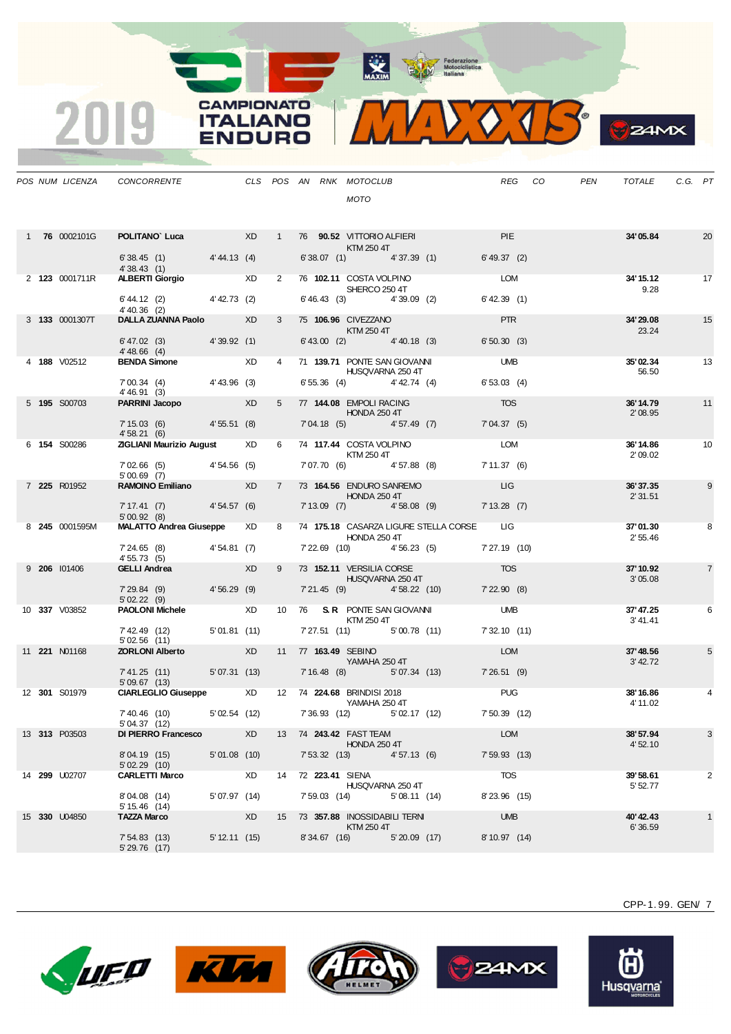# 2019 CAMPIONATO ITALIANO ENDURO

| POS | NUM | LICENZA | CONCORRENTE | CLS | POS | AN | RNK | MOTOCLUB / MOTO | REG | CO | PEN | TOTALE | C.G. | PT |
|---|---|---|---|---|---|---|---|---|---|---|---|---|---|---|
| 1 | **76** | 0002101G | **POLITANO` Luca** | XD | 1 | 76 | **90.52** | VITTORIO ALFIERI / KTM 250 4T | PIE | | | **34'05.84** | | 20 |
| | | | 6'38.45 (1) 4'44.13 (4) 6'38.07 (1) 4'37.39 (1) 6'49.37 (2) 4'38.43 (1) | | | | | | | | | | | |
| 2 | **123** | 0001711R | **ALBERTI Giorgio** | XD | 2 | 76 | **102.11** | COSTA VOLPINO / SHERCO 250 4T | LOM | | | **34'15.12** | 9.28 | 17 |
| | | | 6'44.12 (2) 4'42.73 (2) 6'46.43 (3) 4'39.09 (2) 6'42.39 (1) 4'40.36 (2) | | | | | | | | | | | |
| 3 | **133** | 0001307T | **DALLA ZUANNA Paolo** | XD | 3 | 75 | **106.96** | CIVEZZANO / KTM 250 4T | PTR | | | **34'29.08** | 23.24 | 15 |
| | | | 6'47.02 (3) 4'39.92 (1) 6'43.00 (2) 4'40.18 (3) 6'50.30 (3) 4'48.66 (4) | | | | | | | | | | | |
| 4 | **188** | V02512 | **BENDA Simone** | XD | 4 | 71 | **139.71** | PONTE SAN GIOVANNI / HUSQVARNA 250 4T | UMB | | | **35'02.34** | 56.50 | 13 |
| | | | 7'00.34 (4) 4'43.96 (3) 6'55.36 (4) 4'42.74 (4) 6'53.03 (4) 4'46.91 (3) | | | | | | | | | | | |
| 5 | **195** | S00703 | **PARRINI Jacopo** | XD | 5 | 77 | **144.08** | EMPOLI RACING / HONDA 250 4T | TOS | | | **36'14.79** | 2'08.95 | 11 |
| | | | 7'15.03 (6) 4'55.51 (8) 7'04.18 (5) 4'57.49 (7) 7'04.37 (5) 4'58.21 (6) | | | | | | | | | | | |
| 6 | **154** | S00286 | **ZIGLIANI Maurizio August** | XD | 6 | 74 | **117.44** | COSTA VOLPINO / KTM 250 4T | LOM | | | **36'14.86** | 2'09.02 | 10 |
| | | | 7'02.66 (5) 4'54.56 (5) 7'07.70 (6) 4'57.88 (8) 7'11.37 (6) 5'00.69 (7) | | | | | | | | | | | |
| 7 | **225** | R01952 | **RAMOINO Emiliano** | XD | 7 | 73 | **164.56** | ENDURO SANREMO / HONDA 250 4T | LIG | | | **36'37.35** | 2'31.51 | 9 |
| | | | 7'17.41 (7) 4'54.57 (6) 7'13.09 (7) 4'58.08 (9) 7'13.28 (7) 5'00.92 (8) | | | | | | | | | | | |
| 8 | **245** | 0001595M | **MALATTO Andrea Giuseppe** | XD | 8 | 74 | **175.18** | CASARZA LIGURE STELLA CORSE / HONDA 250 4T | LIG | | | **37'01.30** | 2'55.46 | 8 |
| | | | 7'24.65 (8) 4'54.81 (7) 7'22.69 (10) 4'56.23 (5) 7'27.19 (10) 4'55.73 (5) | | | | | | | | | | | |
| 9 | **206** | I01406 | **GELLI Andrea** | XD | 9 | 73 | **152.11** | VERSILIA CORSE / HUSQVARNA 250 4T | TOS | | | **37'10.92** | 3'05.08 | 7 |
| | | | 7'29.84 (9) 4'56.29 (9) 7'21.45 (9) 4'58.22 (10) 7'22.90 (8) 5'02.22 (9) | | | | | | | | | | | |
| 10 | **337** | V03852 | **PAOLONI Michele** | XD | 10 | 76 | **S.R** | PONTE SAN GIOVANNI / KTM 250 4T | UMB | | | **37'47.25** | 3'41.41 | 6 |
| | | | 7'42.49 (12) 5'01.81 (11) 7'27.51 (11) 5'00.78 (11) 7'32.10 (11) 5'02.56 (11) | | | | | | | | | | | |
| 11 | **221** | N01168 | **ZORLONI Alberto** | XD | 11 | 77 | **163.49** | SEBINO / YAMAHA 250 4T | LOM | | | **37'48.56** | 3'42.72 | 5 |
| | | | 7'41.25 (11) 5'07.31 (13) 7'16.48 (8) 5'07.34 (13) 7'26.51 (9) 5'09.67 (13) | | | | | | | | | | | |
| 12 | **301** | S01979 | **CIARLEGLIO Giuseppe** | XD | 12 | 74 | **224.68** | BRINDISI 2018 / YAMAHA 250 4T | PUG | | | **38'16.86** | 4'11.02 | 4 |
| | | | 7'40.46 (10) 5'02.54 (12) 7'36.93 (12) 5'02.17 (12) 7'50.39 (12) 5'04.37 (12) | | | | | | | | | | | |
| 13 | **313** | P03503 | **DI PIERRO Francesco** | XD | 13 | 74 | **243.42** | FAST TEAM / HONDA 250 4T | LOM | | | **38'57.94** | 4'52.10 | 3 |
| | | | 8'04.19 (15) 5'01.08 (10) 7'53.32 (13) 4'57.13 (6) 7'59.93 (13) 5'02.29 (10) | | | | | | | | | | | |
| 14 | **299** | U02707 | **CARLETTI Marco** | XD | 14 | 72 | **223.41** | SIENA / HUSQVARNA 250 4T | TOS | | | **39'58.61** | 5'52.77 | 2 |
| | | | 8'04.08 (14) 5'07.97 (14) 7'59.03 (14) 5'08.11 (14) 8'23.96 (15) 5'15.46 (14) | | | | | | | | | | | |
| 15 | **330** | U04850 | **TAZZA Marco** | XD | 15 | 73 | **357.88** | INOSSIDABILI TERNI / KTM 250 4T | UMB | | | **40'42.43** | 6'36.59 | 1 |
| | | | 7'54.83 (13) 5'12.11 (15) 8'34.67 (16) 5'20.09 (17) 8'10.97 (14) 5'29.76 (17) | | | | | | | | | | | |

CPP-1.99. GEN/ 7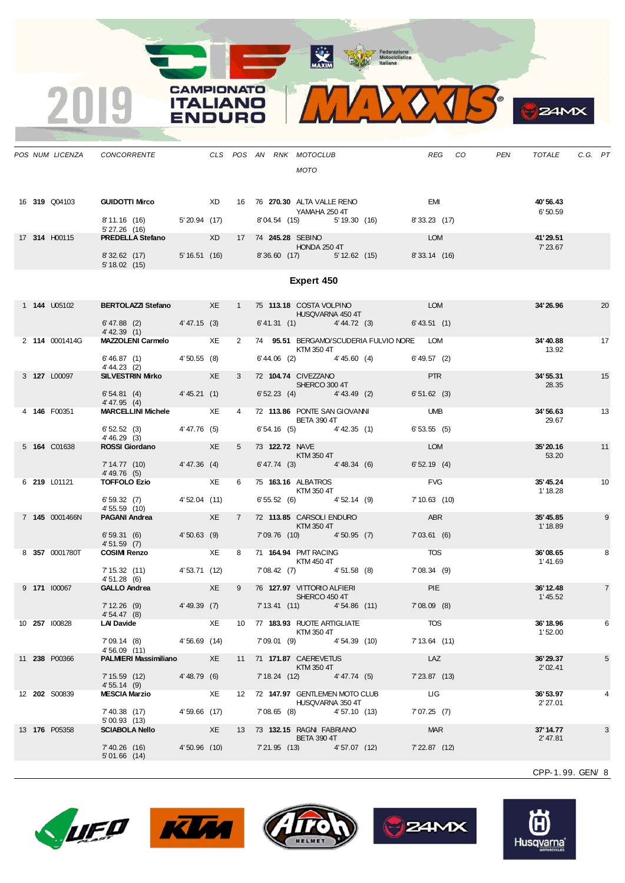| POS | NUM | LICENZA | CONCORRENTE | CLS | POS | AN | RNK | MOTOCLUB / MOTO | REG | CO | PEN | TOTALE | C.G. | PT |
|---|---|---|---|---|---|---|---|---|---|---|---|---|---|---|
| 16 | **319** | Q04103 | **GUIDOTTI Mirco** | XD | 16 | 76 | **270.30** | ALTA VALLE RENO / YAMAHA 250 4T | EMI | | | **40'56.43** / 6'50.59 | | |
| | | | 8'11.16 (16) / 5'27.26 (16) | 5'20.94 (17) | | | 8'04.54 (15) | 5'19.30 (16) | 8'33.23 (17) | | | | | |
| 17 | **314** | H00115 | **PREDELLA Stefano** | XD | 17 | 74 | **245.28** | SEBINO / HONDA 250 4T | LOM | | | **41'29.51** / 7'23.67 | | |
| | | | 8'32.62 (17) / 5'18.02 (15) | 5'16.51 (16) | | | 8'36.60 (17) | 5'12.62 (15) | 8'33.14 (16) | | | | | |

## Expert 450

| POS | NUM | LICENZA | CONCORRENTE | CLS | POS | AN | RNK | MOTOCLUB / MOTO | REG | CO | PEN | TOTALE | C.G. | PT |
|---|---|---|---|---|---|---|---|---|---|---|---|---|---|---|
| 1 | **144** | U05102 | **BERTOLAZZI Stefano** | XE | 1 | 75 | **113.18** | COSTA VOLPINO / HUSQVARNA 450 4T | LOM | | | **34'26.96** | | 20 |
| | | | 6'47.88 (2) / 4'42.39 (1) | 4'47.15 (3) | | | 6'41.31 (1) | 4'44.72 (3) | 6'43.51 (1) | | | | | |
| 2 | **114** | 0001414G | **MAZZOLENI Carmelo** | XE | 2 | 74 | **95.51** | BERGAMO/SCUDERIA FULVIO NORE / KTM 350 4T | LOM | | | **34'40.88** / 13.92 | | 17 |
| | | | 6'46.87 (1) / 4'44.23 (2) | 4'50.55 (8) | | | 6'44.06 (2) | 4'45.60 (4) | 6'49.57 (2) | | | | | |
| 3 | **127** | L00097 | **SILVESTRIN Mirko** | XE | 3 | 72 | **104.74** | CIVEZZANO / SHERCO 300 4T | PTR | | | **34'55.31** / 28.35 | | 15 |
| | | | 6'54.81 (4) / 4'47.95 (4) | 4'45.21 (1) | | | 6'52.23 (4) | 4'43.49 (2) | 6'51.62 (3) | | | | | |
| 4 | **146** | F00351 | **MARCELLINI Michele** | XE | 4 | 72 | **113.86** | PONTE SAN GIOVANNI / BETA 390 4T | UMB | | | **34'56.63** / 29.67 | | 13 |
| | | | 6'52.52 (3) / 4'46.29 (3) | 4'47.76 (5) | | | 6'54.16 (5) | 4'42.35 (1) | 6'53.55 (5) | | | | | |
| 5 | **164** | C01638 | **ROSSI Giordano** | XE | 5 | 73 | **122.72** | NAVE / KTM 350 4T | LOM | | | **35'20.16** / 53.20 | | 11 |
| | | | 7'14.77 (10) / 4'49.76 (5) | 4'47.36 (4) | | | 6'47.74 (3) | 4'48.34 (6) | 6'52.19 (4) | | | | | |
| 6 | **219** | L01121 | **TOFFOLO Ezio** | XE | 6 | 75 | **163.16** | ALBATROS / KTM 350 4T | FVG | | | **35'45.24** / 1'18.28 | | 10 |
| | | | 6'59.32 (7) / 4'55.59 (10) | 4'52.04 (11) | | | 6'55.52 (6) | 4'52.14 (9) | 7'10.63 (10) | | | | | |
| 7 | **145** | 0001466N | **PAGANI Andrea** | XE | 7 | 72 | **113.85** | CARSOLI ENDURO / KTM 350 4T | ABR | | | **35'45.85** / 1'18.89 | | 9 |
| | | | 6'59.31 (6) / 4'51.59 (7) | 4'50.63 (9) | | | 7'09.76 (10) | 4'50.95 (7) | 7'03.61 (6) | | | | | |
| 8 | **357** | 0001780T | **COSIMI Renzo** | XE | 8 | 71 | **164.94** | PMT RACING / KTM 450 4T | TOS | | | **36'08.65** / 1'41.69 | | 8 |
| | | | 7'15.32 (11) / 4'51.28 (6) | 4'53.71 (12) | | | 7'08.42 (7) | 4'51.58 (8) | 7'08.34 (9) | | | | | |
| 9 | **171** | I00067 | **GALLO Andrea** | XE | 9 | 76 | **127.97** | VITTORIO ALFIERI / SHERCO 450 4T | PIE | | | **36'12.48** / 1'45.52 | | 7 |
| | | | 7'12.26 (9) / 4'54.47 (8) | 4'49.39 (7) | | | 7'13.41 (11) | 4'54.86 (11) | 7'08.09 (8) | | | | | |
| 10 | **257** | I00828 | **LAI Davide** | XE | 10 | 77 | **183.93** | RUOTE ARTIGLIATE / KTM 350 4T | TOS | | | **36'18.96** / 1'52.00 | | 6 |
| | | | 7'09.14 (8) / 4'56.09 (11) | 4'56.69 (14) | | | 7'09.01 (9) | 4'54.39 (10) | 7'13.64 (11) | | | | | |
| 11 | **238** | P00366 | **PALMIERI Massimiliano** | XE | 11 | 71 | **171.87** | CAEREVETUS / KTM 350 4T | LAZ | | | **36'29.37** / 2'02.41 | | 5 |
| | | | 7'15.59 (12) / 4'55.14 (9) | 4'48.79 (6) | | | 7'18.24 (12) | 4'47.74 (5) | 7'23.87 (13) | | | | | |
| 12 | **202** | S00839 | **MESCIA Marzio** | XE | 12 | 72 | **147.97** | GENTLEMEN MOTO CLUB / HUSQVARNA 350 4T | LIG | | | **36'53.97** / 2'27.01 | | 4 |
| | | | 7'40.38 (17) / 5'00.93 (13) | 4'59.66 (17) | | | 7'08.65 (8) | 4'57.10 (13) | 7'07.25 (7) | | | | | |
| 13 | **176** | P05358 | **SCIABOLA Nello** | XE | 13 | 73 | **132.15** | RAGNI FABRIANO / BETA 390 4T | MAR | | | **37'14.77** / 2'47.81 | | 3 |
| | | | 7'40.26 (16) / 5'01.66 (14) | 4'50.96 (10) | | | 7'21.95 (13) | 4'57.07 (12) | 7'22.87 (12) | | | | | |

CPP-1.99. GEN/ 8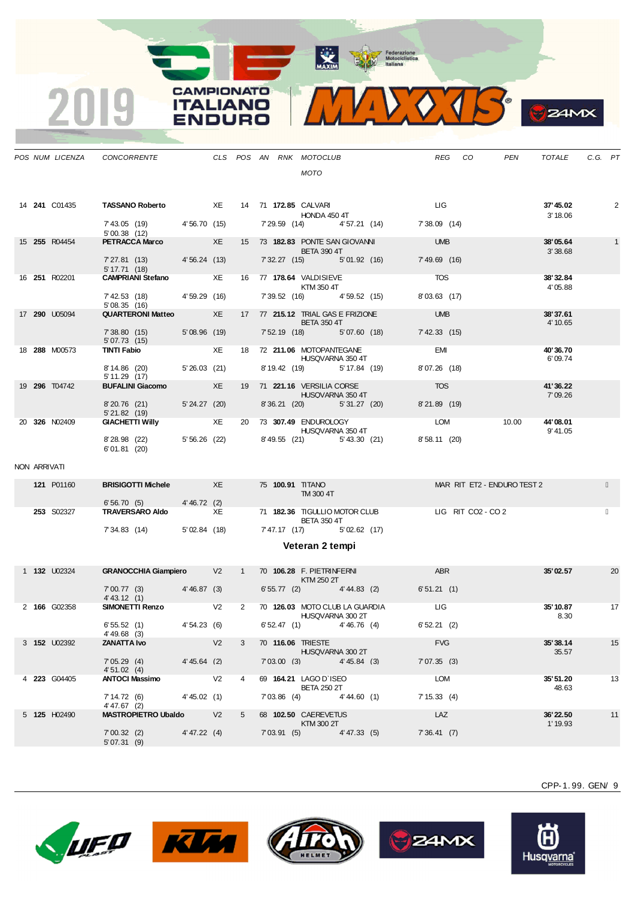| POS | NUM | LICENZA | CONCORRENTE | CLS | POS | AN | RNK | MOTOCLUB / MOTO | REG | CO | PEN | TOTALE | C.G. | PT |
|---|---|---|---|---|---|---|---|---|---|---|---|---|---|---|
| 14 | **241** | C01435 | **TASSANO Roberto** | XE | 14 | 71 | **172.85** | CALVARI / HONDA 450 4T | LIG | | | **37'45.02** / 3'18.06 | | 2 |
| | | | 7'43.05 (19) / 5'00.38 (12) | 4'56.70 (15) | | | 7'29.59 (14) | 4'57.21 (14) | 7'38.09 (14) | | | | | |
| 15 | **255** | R04454 | **PETRACCA Marco** | XE | 15 | 73 | **182.83** | PONTE SAN GIOVANNI / BETA 390 4T | UMB | | | **38'05.64** / 3'38.68 | | 1 |
| | | | 7'27.81 (13) / 5'17.71 (18) | 4'56.24 (13) | | | 7'32.27 (15) | 5'01.92 (16) | 7'49.69 (16) | | | | | |
| 16 | **251** | R02201 | **CAMPRIANI Stefano** | XE | 16 | 77 | **178.64** | VALDISIEVE / KTM 350 4T | TOS | | | **38'32.84** / 4'05.88 | | |
| | | | 7'42.53 (18) / 5'08.35 (16) | 4'59.29 (16) | | | 7'39.52 (16) | 4'59.52 (15) | 8'03.63 (17) | | | | | |
| 17 | **290** | U05094 | **QUARTERONI Matteo** | XE | 17 | 77 | **215.12** | TRIAL GAS E FRIZIONE / BETA 350 4T | UMB | | | **38'37.61** / 4'10.65 | | |
| | | | 7'38.80 (15) / 5'07.73 (15) | 5'08.96 (19) | | | 7'52.19 (18) | 5'07.60 (18) | 7'42.33 (15) | | | | | |
| 18 | **288** | M00573 | **TINTI Fabio** | XE | 18 | 72 | **211.06** | MOTOPANTEGANE / HUSQVARNA 350 4T | EMI | | | **40'36.70** / 6'09.74 | | |
| | | | 8'14.86 (20) / 5'11.29 (17) | 5'26.03 (21) | | | 8'19.42 (19) | 5'17.84 (19) | 8'07.26 (18) | | | | | |
| 19 | **296** | T04742 | **BUFALINI Giacomo** | XE | 19 | 71 | **221.16** | VERSILIA CORSE / HUSQVARNA 350 4T | TOS | | | **41'36.22** / 7'09.26 | | |
| | | | 8'20.76 (21) / 5'21.82 (19) | 5'24.27 (20) | | | 8'36.21 (20) | 5'31.27 (20) | 8'21.89 (19) | | | | | |
| 20 | **326** | N02409 | **GIACHETTI Willy** | XE | 20 | 73 | **307.49** | ENDUROLOGY / HUSQVARNA 350 4T | LOM | | 10.00 | **44'08.01** / 9'41.05 | | |
| | | | 8'28.98 (22) / 6'01.81 (20) | 5'56.26 (22) | | | 8'49.55 (21) | 5'43.30 (21) | 8'58.11 (20) | | | | | |

NON ARRIVATI

| POS | NUM | LICENZA | CONCORRENTE | CLS | POS | AN | RNK | MOTOCLUB / MOTO | REG | CO | PEN | TOTALE | C.G. | PT |
|---|---|---|---|---|---|---|---|---|---|---|---|---|---|---|
| | **121** | P01160 | **BRISIGOTTI Michele** | XE | | 75 | **100.91** | TITANO / TM 300 4T | MAR | RIT ET2 - ENDURO TEST 2 | | | | |
| | | | 6'56.70 (5) | 4'46.72 (2) | | | | | | | | | | |
| | **253** | S02327 | **TRAVERSARO Aldo** | XE | | 71 | **182.36** | TIGULLIO MOTOR CLUB / BETA 350 4T | LIG | RIT CO2 - CO 2 | | | | |
| | | | 7'34.83 (14) | 5'02.84 (18) | | | 7'47.17 (17) | 5'02.62 (17) | | | | | | |

## Veteran 2 tempi

| POS | NUM | LICENZA | CONCORRENTE | CLS | POS | AN | RNK | MOTOCLUB / MOTO | REG | CO | PEN | TOTALE | C.G. | PT |
|---|---|---|---|---|---|---|---|---|---|---|---|---|---|---|
| 1 | **132** | U02324 | **GRANOCCHIA Giampiero** | V2 | 1 | 70 | **106.28** | F. PIETRINFERNI / KTM 250 2T | ABR | | | **35'02.57** | | 20 |
| | | | 7'00.77 (3) / 4'43.12 (1) | 4'46.87 (3) | | | 6'55.77 (2) | 4'44.83 (2) | 6'51.21 (1) | | | | | |
| 2 | **166** | G02358 | **SIMONETTI Renzo** | V2 | 2 | 70 | **126.03** | MOTO CLUB LA GUARDIA / HUSQVARNA 300 2T | LIG | | | **35'10.87** / 8.30 | | 17 |
| | | | 6'55.52 (1) / 4'49.68 (3) | 4'54.23 (6) | | | 6'52.47 (1) | 4'46.76 (4) | 6'52.21 (2) | | | | | |
| 3 | **152** | U02392 | **ZANATTA Ivo** | V2 | 3 | 70 | **116.06** | TRIESTE / HUSQVARNA 300 2T | FVG | | | **35'38.14** / 35.57 | | 15 |
| | | | 7'05.29 (4) / 4'51.02 (4) | 4'45.64 (2) | | | 7'03.00 (3) | 4'45.84 (3) | 7'07.35 (3) | | | | | |
| 4 | **223** | G04405 | **ANTOCI Massimo** | V2 | 4 | 69 | **164.21** | LAGO D'ISEO / BETA 250 2T | LOM | | | **35'51.20** / 48.63 | | 13 |
| | | | 7'14.72 (6) / 4'47.67 (2) | 4'45.02 (1) | | | 7'03.86 (4) | 4'44.60 (1) | 7'15.33 (4) | | | | | |
| 5 | **125** | H02490 | **MASTROPIETRO Ubaldo** | V2 | 5 | 68 | **102.50** | CAEREVETUS / KTM 300 2T | LAZ | | | **36'22.50** / 1'19.93 | | 11 |
| | | | 7'00.32 (2) / 5'07.31 (9) | 4'47.22 (4) | | | 7'03.91 (5) | 4'47.33 (5) | 7'36.41 (7) | | | | | |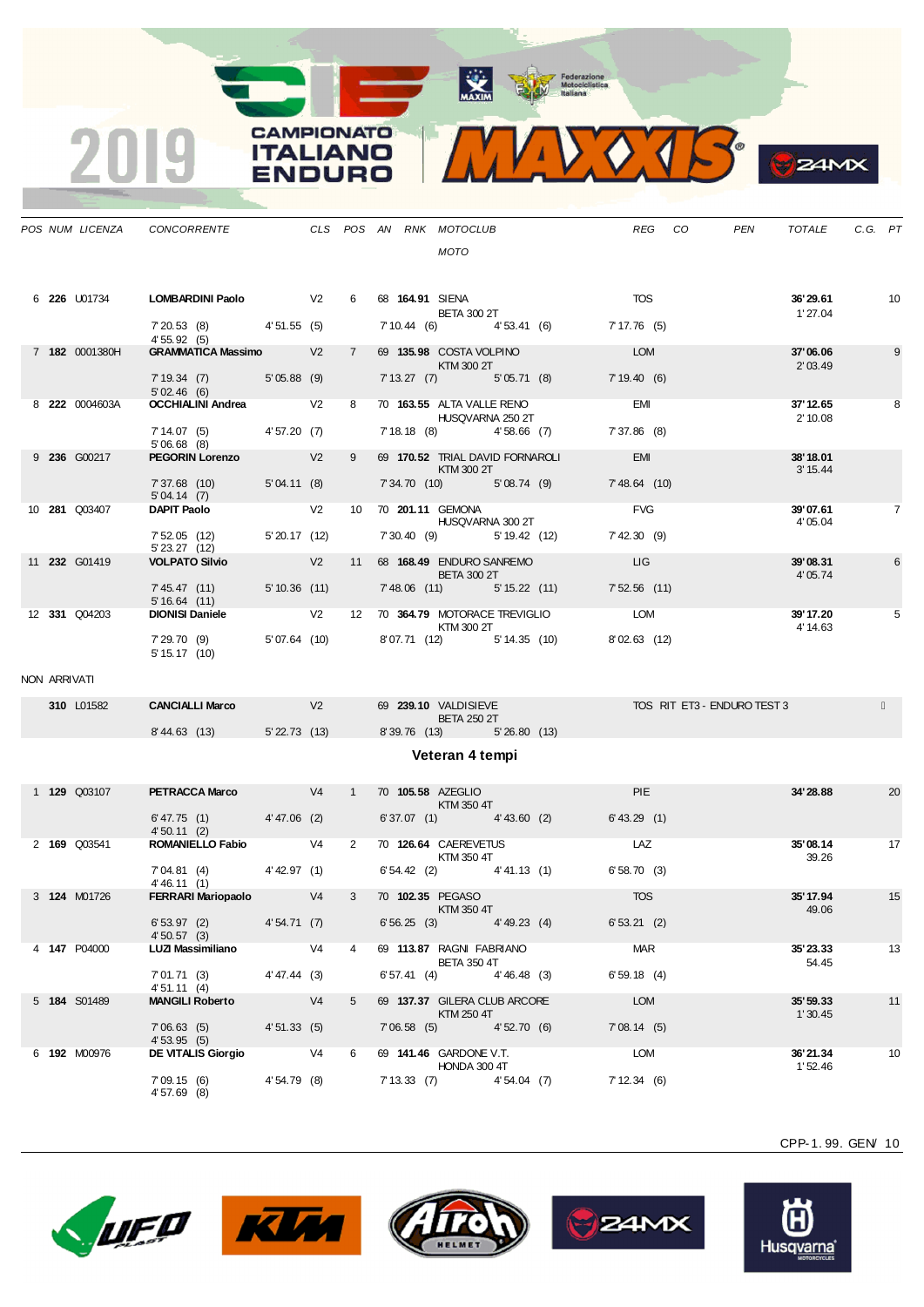| POS | NUM | LICENZA | CONCORRENTE | CLS | POS | AN | RNK | MOTOCLUB / MOTO | REG | CO | PEN | TOTALE | C.G. | PT |
|---|---|---|---|---|---|---|---|---|---|---|---|---|---|---|
| 6 | **226** | U01734 | **LOMBARDINI Paolo** | V2 | 6 | 68 | **164.91** | SIENA / BETA 300 2T | TOS | | | **36'29.61** / 1'27.04 | | 10 |
| | | | 7'20.53 (8) / 4'55.92 (5) | 4'51.55 (5) | | 7'10.44 (6) | | 4'53.41 (6) | 7'17.76 (5) | | | | | |
| 7 | **182** | 0001380H | **GRAMMATICA Massimo** | V2 | 7 | 69 | **135.98** | COSTA VOLPINO / KTM 300 2T | LOM | | | **37'06.06** / 2'03.49 | | 9 |
| | | | 7'19.34 (7) / 5'02.46 (6) | 5'05.88 (9) | | 7'13.27 (7) | | 5'05.71 (8) | 7'19.40 (6) | | | | | |
| 8 | **222** | 0004603A | **OCCHIALINI Andrea** | V2 | 8 | 70 | **163.55** | ALTA VALLE RENO / HUSQVARNA 250 2T | EMI | | | **37'12.65** / 2'10.08 | | 8 |
| | | | 7'14.07 (5) / 5'06.68 (8) | 4'57.20 (7) | | 7'18.18 (8) | | 4'58.66 (7) | 7'37.86 (8) | | | | | |
| 9 | **236** | G00217 | **PEGORIN Lorenzo** | V2 | 9 | 69 | **170.52** | TRIAL DAVID FORNAROLI / KTM 300 2T | EMI | | | **38'18.01** / 3'15.44 | | 7 |
| | | | 7'37.68 (10) / 5'04.14 (7) | 5'04.11 (8) | | 7'34.70 (10) | | 5'08.74 (9) | 7'48.64 (10) | | | | | |
| 10 | **281** | Q03407 | **DAPIT Paolo** | V2 | 10 | 70 | **201.11** | GEMONA / HUSQVARNA 300 2T | FVG | | | **39'07.61** / 4'05.04 | | 7 |
| | | | 7'52.05 (12) / 5'23.27 (12) | 5'20.17 (12) | | 7'30.40 (9) | | 5'19.42 (12) | 7'42.30 (9) | | | | | |
| 11 | **232** | G01419 | **VOLPATO Silvio** | V2 | 11 | 68 | **168.49** | ENDURO SANREMO / BETA 300 2T | LIG | | | **39'08.31** / 4'05.74 | | 6 |
| | | | 7'45.47 (11) / 5'16.64 (11) | 5'10.36 (11) | | 7'48.06 (11) | | 5'15.22 (11) | 7'52.56 (11) | | | | | |
| 12 | **331** | Q04203 | **DIONISI Daniele** | V2 | 12 | 70 | **364.79** | MOTORACE TREVIGLIO / KTM 300 2T | LOM | | | **39'17.20** / 4'14.63 | | 5 |
| | | | 7'29.70 (9) / 5'15.17 (10) | 5'07.64 (10) | | 8'07.71 (12) | | 5'14.35 (10) | 8'02.63 (12) | | | | | |

NON ARRIVATI

| POS | NUM | LICENZA | CONCORRENTE | CLS | POS | AN | RNK | MOTOCLUB / MOTO | REG | CO | PEN | TOTALE | C.G. | PT |
|---|---|---|---|---|---|---|---|---|---|---|---|---|---|---|
| | **310** | L01582 | **CANCIALLI Marco** | V2 | | 69 | **239.10** | VALDISIEVE / BETA 250 2T | TOS | RIT ET3 - ENDURO TEST 3 | | | | |
| | | | 8'44.63 (13) | 5'22.73 (13) | | 8'39.76 (13) | | 5'26.80 (13) | | | | | | |

### Veteran 4 tempi

| POS | NUM | LICENZA | CONCORRENTE | CLS | POS | AN | RNK | MOTOCLUB / MOTO | REG | CO | PEN | TOTALE | C.G. | PT |
|---|---|---|---|---|---|---|---|---|---|---|---|---|---|---|
| 1 | **129** | Q03107 | **PETRACCA Marco** | V4 | 1 | 70 | **105.58** | AZEGLIO / KTM 350 4T | PIE | | | **34'28.88** | | 20 |
| | | | 6'47.75 (1) / 4'50.11 (2) | 4'47.06 (2) | | 6'37.07 (1) | | 4'43.60 (2) | 6'43.29 (1) | | | | | |
| 2 | **169** | Q03541 | **ROMANIELLO Fabio** | V4 | 2 | 70 | **126.64** | CAEREVETUS / KTM 350 4T | LAZ | | | **35'08.14** / 39.26 | | 17 |
| | | | 7'04.81 (4) / 4'46.11 (1) | 4'42.97 (1) | | 6'54.42 (2) | | 4'41.13 (1) | 6'58.70 (3) | | | | | |
| 3 | **124** | M01726 | **FERRARI Mariopaolo** | V4 | 3 | 70 | **102.35** | PEGASO / KTM 350 4T | TOS | | | **35'17.94** / 49.06 | | 15 |
| | | | 6'53.97 (2) / 4'50.57 (3) | 4'54.71 (7) | | 6'56.25 (3) | | 4'49.23 (4) | 6'53.21 (2) | | | | | |
| 4 | **147** | P04000 | **LUZI Massimiliano** | V4 | 4 | 69 | **113.87** | RAGNI FABRIANO / BETA 350 4T | MAR | | | **35'23.33** / 54.45 | | 13 |
| | | | 7'01.71 (3) / 4'51.11 (4) | 4'47.44 (3) | | 6'57.41 (4) | | 4'46.48 (3) | 6'59.18 (4) | | | | | |
| 5 | **184** | S01489 | **MANGILI Roberto** | V4 | 5 | 69 | **137.37** | GILERA CLUB ARCORE / KTM 250 4T | LOM | | | **35'59.33** / 1'30.45 | | 11 |
| | | | 7'06.63 (5) / 4'53.95 (5) | 4'51.33 (5) | | 7'06.58 (5) | | 4'52.70 (6) | 7'08.14 (5) | | | | | |
| 6 | **192** | M00976 | **DE VITALIS Giorgio** | V4 | 6 | 69 | **141.46** | GARDONE V.T. / HONDA 300 4T | LOM | | | **36'21.34** / 1'52.46 | | 10 |
| | | | 7'09.15 (6) / 4'57.69 (8) | 4'54.79 (8) | | 7'13.33 (7) | | 4'54.04 (7) | 7'12.34 (6) | | | | | |

CPP-1.99. GEN/ 10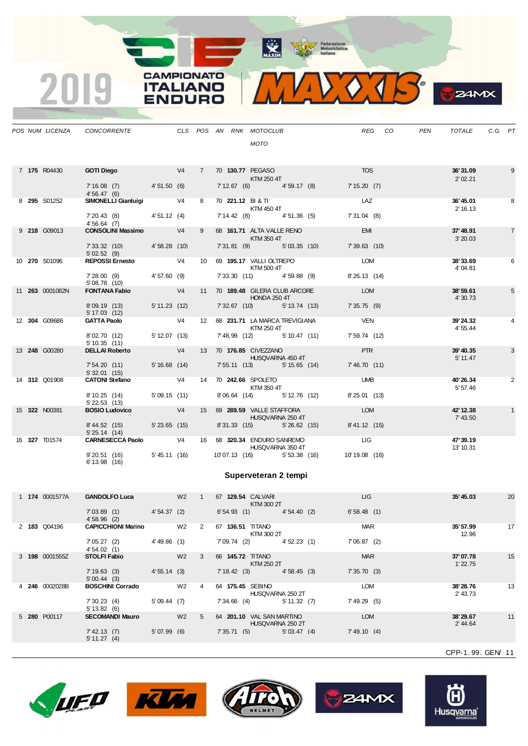| POS | NUM | LICENZA | CONCORRENTE | CLS | POS | AN | RNK | MOTOCLUB / MOTO | REG | CO | PEN | TOTALE | C.G. | PT |
|---|---|---|---|---|---|---|---|---|---|---|---|---|---|---|
| 7 | **175** | R04430 | **GOTI Diego** | V4 | 7 | 70 | **130.77** | PEGASO / KTM 250 4T | TOS | | | **36'31.09** / 2'02.21 | | 9 |
| | | | 7'16.08 (7) / 4'56.47 (6) | 4'51.50 (6) | | | 7'12.67 (6) | 4'59.17 (8) | 7'15.20 (7) | | | | | |
| 8 | **295** | S01252 | **SIMONELLI Gianluigi** | V4 | 8 | 70 | **221.12** | BI & TI / KTM 450 4T | LAZ | | | **36'45.01** / 2'16.13 | | 8 |
| | | | 7'20.43 (8) / 4'56.64 (7) | 4'51.12 (4) | | | 7'14.42 (8) | 4'51.36 (5) | 7'31.04 (8) | | | | | |
| 9 | **218** | G09013 | **CONSOLINI Massimo** | V4 | 9 | 68 | **161.71** | ALTA VALLE RENO / KTM 350 4T | EMI | | | **37'48.91** / 3'20.03 | | 7 |
| | | | 7'33.32 (10) / 5'02.52 (9) | 4'58.28 (10) | | | 7'31.81 (9) | 5'03.35 (10) | 7'39.63 (10) | | | | | |
| 10 | **270** | S01096 | **REPOSSI Ernesto** | V4 | 10 | 69 | **195.17** | VALLI OLTREPO / KTM 500 4T | LOM | | | **38'33.69** / 4'04.81 | | 6 |
| | | | 7'28.00 (9) / 5'08.78 (10) | 4'57.60 (9) | | | 7'33.30 (11) | 4'59.88 (9) | 8'26.13 (14) | | | | | |
| 11 | **263** | 0001082N | **FONTANA Fabio** | V4 | 11 | 70 | **189.48** | GILERA CLUB ARCORE / HONDA 250 4T | LOM | | | **38'59.61** / 4'30.73 | | 5 |
| | | | 8'09.19 (13) / 5'17.03 (12) | 5'11.23 (12) | | | 7'32.67 (10) | 5'13.74 (13) | 7'35.75 (9) | | | | | |
| 12 | **304** | G09686 | **GATTA Paolo** | V4 | 12 | 68 | **231.71** | LA MARCA TREVIGIANA / KTM 250 4T | VEN | | | **39'24.32** / 4'55.44 | | 4 |
| | | | 8'02.70 (12) / 5'10.35 (11) | 5'12.07 (13) | | | 7'48.99 (12) | 5'10.47 (11) | 7'59.74 (12) | | | | | |
| 13 | **248** | G00280 | **DELLAI Roberto** | V4 | 13 | 70 | **176.85** | CIVEZZANO / HUSQVARNA 450 4T | PTR | | | **39'40.35** / 5'11.47 | | 3 |
| | | | 7'54.20 (11) / 5'32.01 (15) | 5'16.68 (14) | | | 7'55.11 (13) | 5'15.65 (14) | 7'46.70 (11) | | | | | |
| 14 | **312** | Q01908 | **CATONI Stefano** | V4 | 14 | 70 | **242.66** | SPOLETO / KTM 350 4T | UMB | | | **40'26.34** / 5'57.46 | | 2 |
| | | | 8'10.25 (14) / 5'22.53 (13) | 5'09.15 (11) | | | 8'06.64 (14) | 5'12.76 (12) | 8'25.01 (13) | | | | | |
| 15 | **322** | N00381 | **BOSIO Ludovico** | V4 | 15 | 69 | **289.59** | VALLE STAFFORA / HUSQVARNA 250 4T | LOM | | | **42'12.38** / 7'43.50 | | 1 |
| | | | 8'44.52 (15) / 5'25.14 (14) | 5'23.65 (15) | | | 8'31.33 (15) | 5'26.62 (15) | 8'41.12 (15) | | | | | |
| 16 | **327** | T01574 | **CARNESECCA Paolo** | V4 | 16 | 68 | **320.34** | ENDURO SANREMO / HUSQVARNA 350 4T | LIG | | | **47'39.19** / 13'10.31 | | |
| | | | 9'20.51 (16) / 6'13.98 (16) | 5'45.11 (16) | | | 10'07.13 (16) | 5'53.38 (16) | 10'19.08 (16) | | | | | |

## Superveteran 2 tempi

| POS | NUM | LICENZA | CONCORRENTE | CLS | POS | AN | RNK | MOTOCLUB / MOTO | REG | CO | PEN | TOTALE | C.G. | PT |
|---|---|---|---|---|---|---|---|---|---|---|---|---|---|---|
| 1 | **174** | 0001577A | **GANDOLFO Luca** | W2 | 1 | 67 | **129.54** | CALVARI / KTM 300 2T | LIG | | | **35'45.03** | | 20 |
| | | | 7'03.89 (1) / 4'58.96 (2) | 4'54.37 (2) | | | 6'54.93 (1) | 4'54.40 (2) | 6'58.48 (1) | | | | | |
| 2 | **183** | Q04196 | **CAPICCHIONI Marino** | W2 | 2 | 67 | **136.51** | TITANO / KTM 300 2T | MAR | | | **35'57.99** / 12.96 | | 17 |
| | | | 7'05.27 (2) / 4'54.02 (1) | 4'49.86 (1) | | | 7'09.74 (2) | 4'52.23 (1) | 7'06.87 (2) | | | | | |
| 3 | **198** | 0001555Z | **STOLFI Fabio** | W2 | 3 | 66 | **145.72** | TITANO / KTM 250 2T | MAR | | | **37'07.78** / 1'22.75 | | 15 |
| | | | 7'19.63 (3) / 5'00.44 (3) | 4'55.14 (3) | | | 7'18.42 (3) | 4'58.45 (3) | 7'35.70 (3) | | | | | |
| 4 | **246** | 0002028B | **BOSCHINI Corrado** | W2 | 4 | 64 | **175.45** | SEBINO / HUSQVARNA 250 2T | LOM | | | **38'28.76** / 2'43.73 | | 13 |
| | | | 7'30.23 (4) / 5'13.82 (6) | 5'09.44 (7) | | | 7'34.66 (4) | 5'11.32 (7) | 7'49.29 (5) | | | | | |
| 5 | **280** | P00117 | **SECOMANDI Mauro** | W2 | 5 | 64 | **201.10** | VAL SAN MARTINO / HUSQVARNA 250 2T | LOM | | | **38'29.67** / 2'44.64 | | 11 |
| | | | 7'42.13 (7) / 5'11.27 (4) | 5'07.99 (6) | | | 7'35.71 (5) | 5'03.47 (4) | 7'49.10 (4) | | | | | |

CPP-1.99. GEN/ 11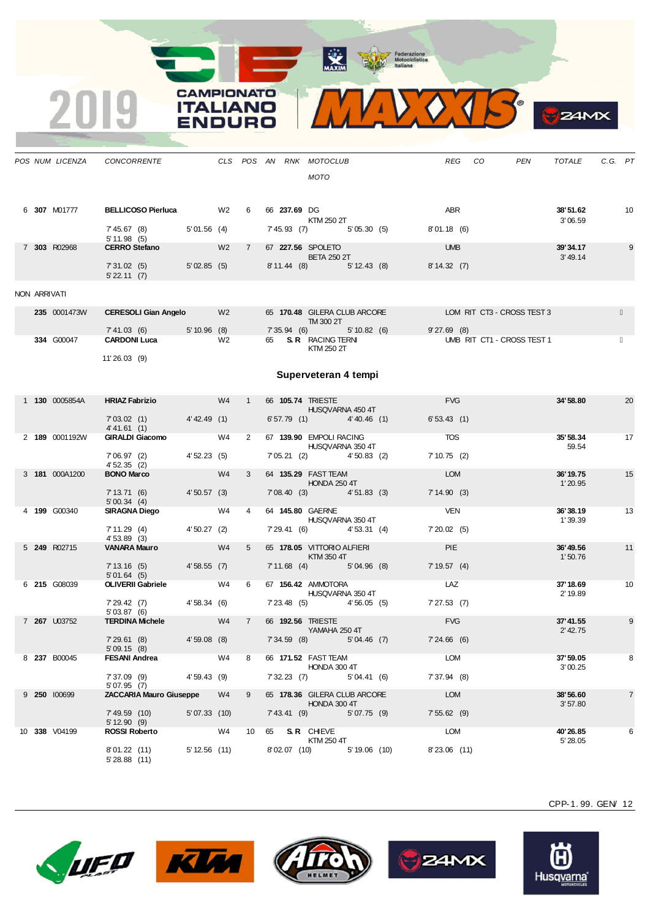| POS | NUM | LICENZA | CONCORRENTE | CLS | POS | AN | RNK | MOTOCLUB / MOTO | REG | CO | PEN | TOTALE | C.G. | PT |
|---|---|---|---|---|---|---|---|---|---|---|---|---|---|---|
| 6 | **307** | M01777 | **BELLICOSO Pierluca** | W2 | 6 | 66 | **237.69** | DG / KTM 250 2T | ABR | | | **38'51.62** / 3'06.59 | | 10 |
| | | | 7'45.67 (8) / 5'11.98 (5) | 5'01.56 (4) | | 7'45.93 (7) | | 5'05.30 (5) | 8'01.18 (6) | | | | | |
| 7 | **303** | R02968 | **CERRO Stefano** | W2 | 7 | 67 | **227.56** | SPOLETO / BETA 250 2T | UMB | | | **39'34.17** / 3'49.14 | | 9 |
| | | | 7'31.02 (5) / 5'22.11 (7) | 5'02.85 (5) | | 8'11.44 (8) | | 5'12.43 (8) | 8'14.32 (7) | | | | | |

NON ARRIVATI

| POS | NUM | LICENZA | CONCORRENTE | CLS | POS | AN | RNK | MOTOCLUB / MOTO | REG | CO | PEN | TOTALE | C.G. | PT |
|---|---|---|---|---|---|---|---|---|---|---|---|---|---|---|
| | **235** | 0001473W | **CERESOLI Gian Angelo** | W2 | | 65 | **170.48** | GILERA CLUB ARCORE / TM 300 2T | LOM | RIT CT3 - CROSS TEST 3 | | | | |
| | | | 7'41.03 (6) | 5'10.96 (8) | | 7'35.94 (6) | | 5'10.82 (6) | 9'27.69 (8) | | | | | |
| | **334** | G00047 | **CARDONI Luca** | W2 | | 65 | **S.R** | RACING TERNI / KTM 250 2T | UMB | RIT CT1 - CROSS TEST 1 | | | | |
| | | | 11'26.03 (9) | | | | | | | | | | | |

### Superveteran 4 tempi

| POS | NUM | LICENZA | CONCORRENTE | CLS | POS | AN | RNK | MOTOCLUB / MOTO | REG | CO | PEN | TOTALE | C.G. | PT |
|---|---|---|---|---|---|---|---|---|---|---|---|---|---|---|
| 1 | **130** | 0005854A | **HRIAZ Fabrizio** | W4 | 1 | 66 | **105.74** | TRIESTE / HUSQVARNA 450 4T | FVG | | | **34'58.80** | | 20 |
| | | | 7'03.02 (1) / 4'41.61 (1) | 4'42.49 (1) | | 6'57.79 (1) | | 4'40.46 (1) | 6'53.43 (1) | | | | | |
| 2 | **189** | 0001192W | **GIRALDI Giacomo** | W4 | 2 | 67 | **139.90** | EMPOLI RACING / HUSQVARNA 350 4T | TOS | | | **35'58.34** / 59.54 | | 17 |
| | | | 7'06.97 (2) / 4'52.35 (2) | 4'52.23 (5) | | 7'05.21 (2) | | 4'50.83 (2) | 7'10.75 (2) | | | | | |
| 3 | **181** | 000A1200 | **BONO Marco** | W4 | 3 | 64 | **135.29** | FAST TEAM / HONDA 250 4T | LOM | | | **36'19.75** / 1'20.95 | | 15 |
| | | | 7'13.71 (6) / 5'00.34 (4) | 4'50.57 (3) | | 7'08.40 (3) | | 4'51.83 (3) | 7'14.90 (3) | | | | | |
| 4 | **199** | G00340 | **SIRAGNA Diego** | W4 | 4 | 64 | **145.80** | GAERNE / HUSQVARNA 350 4T | VEN | | | **36'38.19** / 1'39.39 | | 13 |
| | | | 7'11.29 (4) / 4'53.89 (3) | 4'50.27 (2) | | 7'29.41 (6) | | 4'53.31 (4) | 7'20.02 (5) | | | | | |
| 5 | **249** | R02715 | **VANARA Mauro** | W4 | 5 | 65 | **178.05** | VITTORIO ALFIERI / KTM 350 4T | PIE | | | **36'49.56** / 1'50.76 | | 11 |
| | | | 7'13.16 (5) / 5'01.64 (5) | 4'58.55 (7) | | 7'11.68 (4) | | 5'04.96 (8) | 7'19.57 (4) | | | | | |
| 6 | **215** | G08039 | **OLIVERII Gabriele** | W4 | 6 | 67 | **156.42** | AMMOTORA / HUSQVARNA 350 4T | LAZ | | | **37'18.69** / 2'19.89 | | 10 |
| | | | 7'29.42 (7) / 5'03.87 (6) | 4'58.34 (6) | | 7'23.48 (5) | | 4'56.05 (5) | 7'27.53 (7) | | | | | |
| 7 | **267** | U03752 | **TERDINA Michele** | W4 | 7 | 66 | **192.56** | TRIESTE / YAMAHA 250 4T | FVG | | | **37'41.55** / 2'42.75 | | 9 |
| | | | 7'29.61 (8) / 5'09.15 (8) | 4'59.08 (8) | | 7'34.59 (8) | | 5'04.46 (7) | 7'24.66 (6) | | | | | |
| 8 | **237** | B00045 | **FESANI Andrea** | W4 | 8 | 66 | **171.52** | FAST TEAM / HONDA 300 4T | LOM | | | **37'59.05** / 3'00.25 | | 8 |
| | | | 7'37.09 (9) / 5'07.95 (7) | 4'59.43 (9) | | 7'32.23 (7) | | 5'04.41 (6) | 7'37.94 (8) | | | | | |
| 9 | **250** | I00699 | **ZACCARIA Mauro Giuseppe** | W4 | 9 | 65 | **178.36** | GILERA CLUB ARCORE / HONDA 300 4T | LOM | | | **38'56.60** / 3'57.80 | | 7 |
| | | | 7'49.59 (10) / 5'12.90 (9) | 5'07.33 (10) | | 7'43.41 (9) | | 5'07.75 (9) | 7'55.62 (9) | | | | | |
| 10 | **338** | V04199 | **ROSSI Roberto** | W4 | 10 | 65 | **S.R** | CHIEVE / KTM 250 4T | LOM | | | **40'26.85** / 5'28.05 | | 6 |
| | | | 8'01.22 (11) / 5'28.88 (11) | 5'12.56 (11) | | 8'02.07 (10) | | 5'19.06 (10) | 8'23.06 (11) | | | | | |

CPP-1.99. GEN/ 12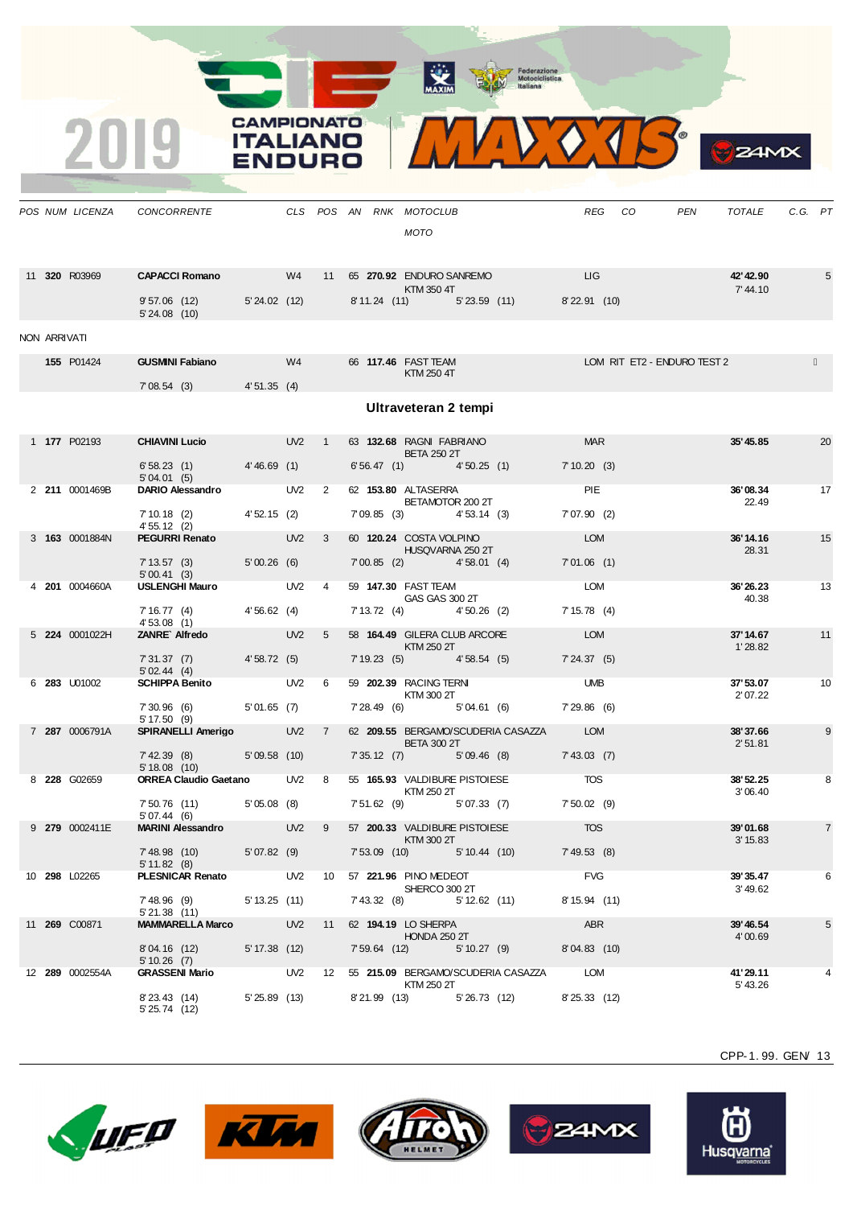| POS | NUM | LICENZA | CONCORRENTE | CLS | POS | AN | RNK | MOTOCLUB / MOTO | REG | CO | PEN | TOTALE | C.G. | PT |
|---|---|---|---|---|---|---|---|---|---|---|---|---|---|---|
| 11 | **320** | R03969 | **CAPACCI Romano** | W4 | 11 | 65 | **270.92** | ENDURO SANREMO / KTM 350 4T | LIG | | | **42'42.90** / 7'44.10 | | 5 |
| | | | 9'57.06 (12) / 5'24.08 (10) | 5'24.02 (12) | | 8'11.24 (11) | | 5'23.59 (11) | 8'22.91 (10) | | | | | |

NON ARRIVATI

| POS | NUM | LICENZA | CONCORRENTE | CLS | POS | AN | RNK | MOTOCLUB / MOTO | REG | CO | PEN | TOTALE | C.G. | PT |
|---|---|---|---|---|---|---|---|---|---|---|---|---|---|---|
| | **155** | P01424 | **GUSMINI Fabiano** | W4 | | 66 | **117.46** | FAST TEAM / KTM 250 4T | LOM | RIT | ET2 - ENDURO TEST 2 | | | |
| | | | 7'08.54 (3) | 4'51.35 (4) | | | | | | | | | | |

### Ultraveteran 2 tempi

| POS | NUM | LICENZA | CONCORRENTE | CLS | POS | AN | RNK | MOTOCLUB / MOTO | REG | CO | PEN | TOTALE | C.G. | PT |
|---|---|---|---|---|---|---|---|---|---|---|---|---|---|---|
| 1 | **177** | P02193 | **CHIAVINI Lucio** | UV2 | 1 | 63 | **132.68** | RAGNI FABRIANO / BETA 250 2T | MAR | | | **35'45.85** | | 20 |
| | | | 6'58.23 (1) / 5'04.01 (5) | 4'46.69 (1) | | 6'56.47 (1) | | 4'50.25 (1) | 7'10.20 (3) | | | | | |
| 2 | **211** | 0001469B | **DARIO Alessandro** | UV2 | 2 | 62 | **153.80** | ALTASERRA / BETAMOTOR 200 2T | PIE | | | **36'08.34** / 22.49 | | 17 |
| | | | 7'10.18 (2) / 4'55.12 (2) | 4'52.15 (2) | | 7'09.85 (3) | | 4'53.14 (3) | 7'07.90 (2) | | | | | |
| 3 | **163** | 0001884N | **PEGURRI Renato** | UV2 | 3 | 60 | **120.24** | COSTA VOLPINO / HUSQVARNA 250 2T | LOM | | | **36'14.16** / 28.31 | | 15 |
| | | | 7'13.57 (3) / 5'00.41 (3) | 5'00.26 (6) | | 7'00.85 (2) | | 4'58.01 (4) | 7'01.06 (1) | | | | | |
| 4 | **201** | 0004660A | **USLENGHI Mauro** | UV2 | 4 | 59 | **147.30** | FAST TEAM / GAS GAS 300 2T | LOM | | | **36'26.23** / 40.38 | | 13 |
| | | | 7'16.77 (4) / 4'53.08 (1) | 4'56.62 (4) | | 7'13.72 (4) | | 4'50.26 (2) | 7'15.78 (4) | | | | | |
| 5 | **224** | 0001022H | **ZANRE' Alfredo** | UV2 | 5 | 58 | **164.49** | GILERA CLUB ARCORE / KTM 250 2T | LOM | | | **37'14.67** / 1'28.82 | | 11 |
| | | | 7'31.37 (7) / 5'02.44 (4) | 4'58.72 (5) | | 7'19.23 (5) | | 4'58.54 (5) | 7'24.37 (5) | | | | | |
| 6 | **283** | U01002 | **SCHIPPA Benito** | UV2 | 6 | 59 | **202.39** | RACING TERNI / KTM 300 2T | UMB | | | **37'53.07** / 2'07.22 | | 10 |
| | | | 7'30.96 (6) / 5'17.50 (9) | 5'01.65 (7) | | 7'28.49 (6) | | 5'04.61 (6) | 7'29.86 (6) | | | | | |
| 7 | **287** | 0006791A | **SPIRANELLI Amerigo** | UV2 | 7 | 62 | **209.55** | BERGAMO/SCUDERIA CASAZZA / BETA 300 2T | LOM | | | **38'37.66** / 2'51.81 | | 9 |
| | | | 7'42.39 (8) / 5'18.08 (10) | 5'09.58 (10) | | 7'35.12 (7) | | 5'09.46 (8) | 7'43.03 (7) | | | | | |
| 8 | **228** | G02659 | **ORREA Claudio Gaetano** | UV2 | 8 | 55 | **165.93** | VALDIBURE PISTOIESE / KTM 250 2T | TOS | | | **38'52.25** / 3'06.40 | | 8 |
| | | | 7'50.76 (11) / 5'07.44 (6) | 5'05.08 (8) | | 7'51.62 (9) | | 5'07.33 (7) | 7'50.02 (9) | | | | | |
| 9 | **279** | 0002411E | **MARINI Alessandro** | UV2 | 9 | 57 | **200.33** | VALDIBURE PISTOIESE / KTM 300 2T | TOS | | | **39'01.68** / 3'15.83 | | 7 |
| | | | 7'48.98 (10) / 5'11.82 (8) | 5'07.82 (9) | | 7'53.09 (10) | | 5'10.44 (10) | 7'49.53 (8) | | | | | |
| 10 | **298** | L02265 | **PLESNICAR Renato** | UV2 | 10 | 57 | **221.96** | PINO MEDEOT / SHERCO 300 2T | FVG | | | **39'35.47** / 3'49.62 | | 6 |
| | | | 7'48.96 (9) / 5'21.38 (11) | 5'13.25 (11) | | 7'43.32 (8) | | 5'12.62 (11) | 8'15.94 (11) | | | | | |
| 11 | **269** | C00871 | **MAMMARELLA Marco** | UV2 | 11 | 62 | **194.19** | LO SHERPA / HONDA 250 2T | ABR | | | **39'46.54** / 4'00.69 | | 5 |
| | | | 8'04.16 (12) / 5'10.26 (7) | 5'17.38 (12) | | 7'59.64 (12) | | 5'10.27 (9) | 8'04.83 (10) | | | | | |
| 12 | **289** | 0002554A | **GRASSENI Mario** | UV2 | 12 | 55 | **215.09** | BERGAMO/SCUDERIA CASAZZA / KTM 250 2T | LOM | | | **41'29.11** / 5'43.26 | | 4 |
| | | | 8'23.43 (14) / 5'25.74 (12) | 5'25.89 (13) | | 8'21.99 (13) | | 5'26.73 (12) | 8'25.33 (12) | | | | | |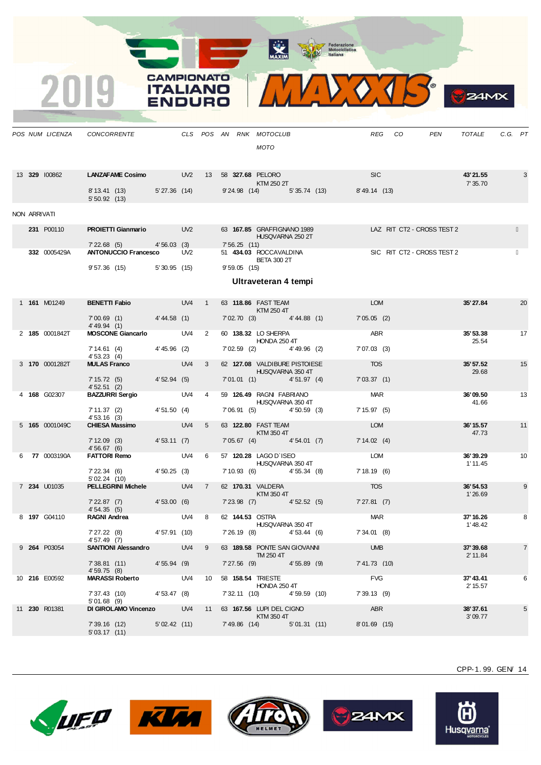| POS | NUM | LICENZA | CONCORRENTE | CLS | POS | AN | RNK | MOTOCLUB / MOTO | REG | CO | PEN | TOTALE | C.G. | PT |
|---|---|---|---|---|---|---|---|---|---|---|---|---|---|---|
| 13 | **329** | I00862 | **LANZAFAME Cosimo** | UV2 | 13 | 58 | **327.68** | PELORO / KTM 250 2T | SIC | | | **43' 21.55** / 7' 35.70 | | 3 |
| | | | 8' 13.41 (13) / 5' 50.92 (13) | 5' 27.36 (14) | | | | 9' 24.98 (14) / 5' 35.74 (13) | 8' 49.14 (13) | | | | | |

NON ARRIVATI

| POS | NUM | LICENZA | CONCORRENTE | CLS | POS | AN | RNK | MOTOCLUB / MOTO | REG | CO | PEN | TOTALE | C.G. | PT |
|---|---|---|---|---|---|---|---|---|---|---|---|---|---|---|
| | **231** | P00110 | **PROIETTI Gianmario** | UV2 | | 63 | **167.85** | GRAFFIGNANO 1989 / HUSQVARNA 250 2T | LAZ | RIT CT2 - CROSS TEST 2 | | | | |
| | | | 7' 22.68 (5) | 4' 56.03 (3) | | | | 7' 56.25 (11) | | | | | | |
| | **332** | 0005429A | **ANTONUCCIO Francesco** | UV2 | | 51 | **434.03** | ROCCAVALDINA / BETA 300 2T | SIC | RIT CT2 - CROSS TEST 2 | | | | |
| | | | 9' 57.36 (15) | 5' 30.95 (15) | | | | 9' 59.05 (15) | | | | | | |

## Ultraveteran 4 tempi

| POS | NUM | LICENZA | CONCORRENTE | CLS | POS | AN | RNK | MOTOCLUB / MOTO | REG | CO | PEN | TOTALE | C.G. | PT |
|---|---|---|---|---|---|---|---|---|---|---|---|---|---|---|
| 1 | **161** | M01249 | **BENETTI Fabio** | UV4 | 1 | 63 | **118.86** | FAST TEAM / KTM 250 4T | LOM | | | **35' 27.84** | | 20 |
| | | | 7' 00.69 (1) / 4' 49.94 (1) | 4' 44.58 (1) | | | | 7' 02.70 (3) / 4' 44.88 (1) | 7' 05.05 (2) | | | | | |
| 2 | **185** | 0001842T | **MOSCONE Giancarlo** | UV4 | 2 | 60 | **138.32** | LO SHERPA / HONDA 250 4T | ABR | | | **35' 53.38** / 25.54 | | 17 |
| | | | 7' 14.61 (4) / 4' 53.23 (4) | 4' 45.96 (2) | | | | 7' 02.59 (2) / 4' 49.96 (2) | 7' 07.03 (3) | | | | | |
| 3 | **170** | 0001282T | **MULAS Franco** | UV4 | 3 | 62 | **127.08** | VALDIBURE PISTOIESE / HUSQVARNA 350 4T | TOS | | | **35' 57.52** / 29.68 | | 15 |
| | | | 7' 15.72 (5) / 4' 52.51 (2) | 4' 52.94 (5) | | | | 7' 01.01 (1) / 4' 51.97 (4) | 7' 03.37 (1) | | | | | |
| 4 | **168** | G02307 | **BAZZURRI Sergio** | UV4 | 4 | 59 | **126.49** | RAGNI FABRIANO / HUSQVARNA 350 4T | MAR | | | **36' 09.50** / 41.66 | | 13 |
| | | | 7' 11.37 (2) / 4' 53.16 (3) | 4' 51.50 (4) | | | | 7' 06.91 (5) / 4' 50.59 (3) | 7' 15.97 (5) | | | | | |
| 5 | **165** | 0001049C | **CHIESA Massimo** | UV4 | 5 | 63 | **122.80** | FAST TEAM / KTM 350 4T | LOM | | | **36' 15.57** / 47.73 | | 11 |
| | | | 7' 12.09 (3) / 4' 56.67 (6) | 4' 53.11 (7) | | | | 7' 05.67 (4) / 4' 54.01 (7) | 7' 14.02 (4) | | | | | |
| 6 | **77** | 0003190A | **FATTORI Remo** | UV4 | 6 | 57 | **120.28** | LAGO D`ISEO / HUSQVARNA 350 4T | LOM | | | **36' 39.29** / 1' 11.45 | | 10 |
| | | | 7' 22.34 (6) / 5' 02.24 (10) | 4' 50.25 (3) | | | | 7' 10.93 (6) / 4' 55.34 (8) | 7' 18.19 (6) | | | | | |
| 7 | **234** | U01035 | **PELLEGRINI Michele** | UV4 | 7 | 62 | **170.31** | VALDERA / KTM 350 4T | TOS | | | **36' 54.53** / 1' 26.69 | | 9 |
| | | | 7' 22.87 (7) / 4' 54.35 (5) | 4' 53.00 (6) | | | | 7' 23.98 (7) / 4' 52.52 (5) | 7' 27.81 (7) | | | | | |
| 8 | **197** | G04110 | **RAGNI Andrea** | UV4 | 8 | 62 | **144.53** | OSTRA / HUSQVARNA 350 4T | MAR | | | **37' 16.26** / 1' 48.42 | | 8 |
| | | | 7' 27.22 (8) / 4' 57.49 (7) | 4' 57.91 (10) | | | | 7' 26.19 (8) / 4' 53.44 (6) | 7' 34.01 (8) | | | | | |
| 9 | **264** | P03054 | **SANTIONI Alessandro** | UV4 | 9 | 63 | **189.58** | PONTE SAN GIOVANNI / TM 250 4T | UMB | | | **37' 39.68** / 2' 11.84 | | 7 |
| | | | 7' 38.81 (11) / 4' 59.75 (8) | 4' 55.94 (9) | | | | 7' 27.56 (9) / 4' 55.89 (9) | 7' 41.73 (10) | | | | | |
| 10 | **216** | E00592 | **MARASSI Roberto** | UV4 | 10 | 58 | **158.54** | TRIESTE / HONDA 250 4T | FVG | | | **37' 43.41** / 2' 15.57 | | 6 |
| | | | 7' 37.43 (10) / 5' 01.68 (9) | 4' 53.47 (8) | | | | 7' 32.11 (10) / 4' 59.59 (10) | 7' 39.13 (9) | | | | | |
| 11 | **230** | R01381 | **DI GIROLAMO Vincenzo** | UV4 | 11 | 63 | **167.56** | LUPI DEL CIGNO / KTM 350 4T | ABR | | | **38' 37.61** / 3' 09.77 | | 5 |
| | | | 7' 39.16 (12) / 5' 03.17 (11) | 5' 02.42 (11) | | | | 7' 49.86 (14) / 5' 01.31 (11) | 8' 01.69 (15) | | | | | |

CPP-1. 99. GEN/ 14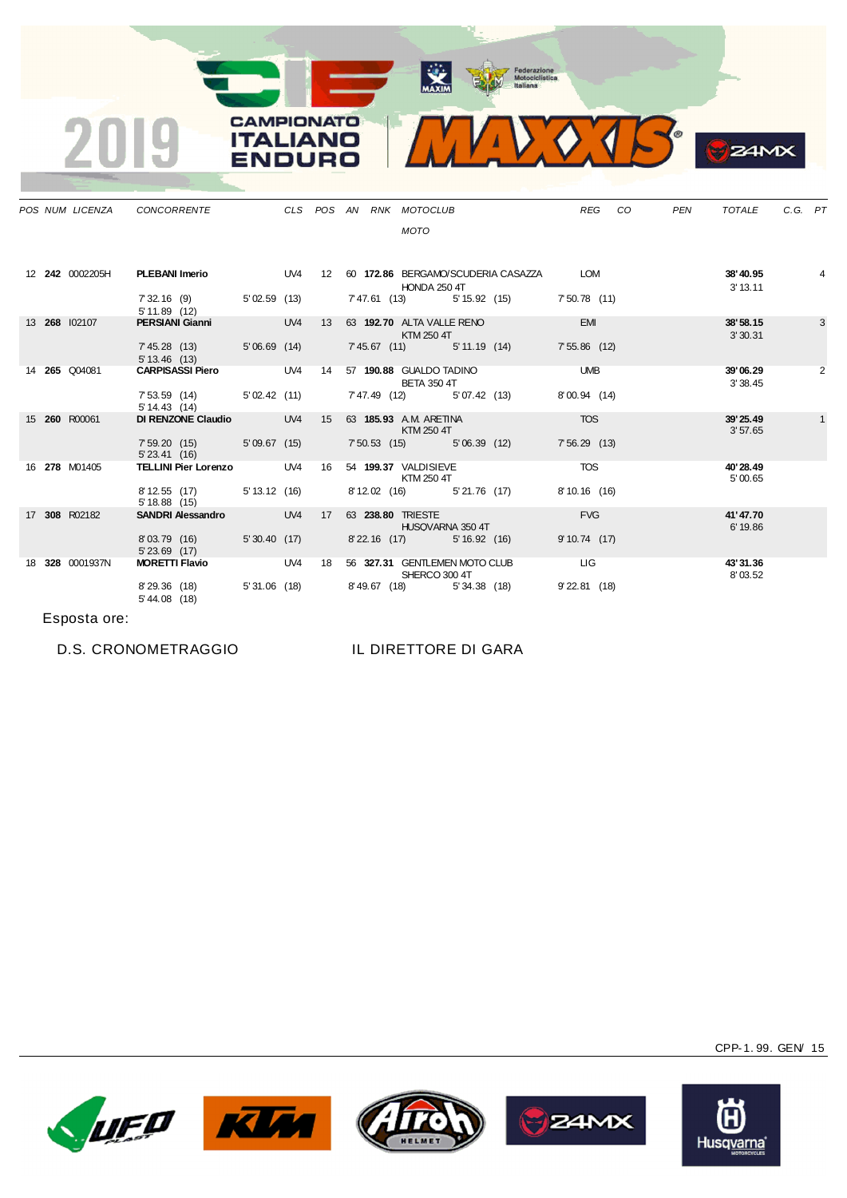# 2019 CAMPIONATO ITALIANO ENDURO MAXXIS

| POS | NUM | LICENZA | CONCORRENTE | | CLS | POS | AN | RNK | MOTOCLUB / MOTO | | REG | CO | PEN | TOTALE | C.G. | PT |
|---|---|---|---|---|---|---|---|---|---|---|---|---|---|---|---|---|
| 12 | **242** | 0002205H | **PLEBANI Imerio** | | UV4 | 12 | 60 | **172.86** | BERGAMO/SCUDERIA CASAZZA<br>HONDA 250 4T | | LOM | | | **38'40.95**<br>3'13.11 | | 4 |
| | | | 7'32.16 (9)<br>5'11.89 (12) | 5'02.59 (13) | | | 7'47.61 (13) | | | 5'15.92 (15) | 7'50.78 (11) | | | | | |
| 13 | **268** | I02107 | **PERSIANI Gianni** | | UV4 | 13 | 63 | **192.70** | ALTA VALLE RENO<br>KTM 250 4T | | EMI | | | **38'58.15**<br>3'30.31 | | 3 |
| | | | 7'45.28 (13)<br>5'13.46 (13) | 5'06.69 (14) | | | 7'45.67 (11) | | | 5'11.19 (14) | 7'55.86 (12) | | | | | |
| 14 | **265** | Q04081 | **CARPISASSI Piero** | | UV4 | 14 | 57 | **190.88** | GUALDO TADINO<br>BETA 350 4T | | UMB | | | **39'06.29**<br>3'38.45 | | 2 |
| | | | 7'53.59 (14)<br>5'14.43 (14) | 5'02.42 (11) | | | 7'47.49 (12) | | | 5'07.42 (13) | 8'00.94 (14) | | | | | |
| 15 | **260** | R00061 | **DI RENZONE Claudio** | | UV4 | 15 | 63 | **185.93** | A.M. ARETINA<br>KTM 250 4T | | TOS | | | **39'25.49**<br>3'57.65 | | 1 |
| | | | 7'59.20 (15)<br>5'23.41 (16) | 5'09.67 (15) | | | 7'50.53 (15) | | | 5'06.39 (12) | 7'56.29 (13) | | | | | |
| 16 | **278** | M01405 | **TELLINI Pier Lorenzo** | | UV4 | 16 | 54 | **199.37** | VALDISIEVE<br>KTM 250 4T | | TOS | | | **40'28.49**<br>5'00.65 | | |
| | | | 8'12.55 (17)<br>5'18.88 (15) | 5'13.12 (16) | | | 8'12.02 (16) | | | 5'21.76 (17) | 8'10.16 (16) | | | | | |
| 17 | **308** | R02182 | **SANDRI Alessandro** | | UV4 | 17 | 63 | **238.80** | TRIESTE<br>HUSQVARNA 350 4T | | FVG | | | **41'47.70**<br>6'19.86 | | |
| | | | 8'03.79 (16)<br>5'23.69 (17) | 5'30.40 (17) | | | 8'22.16 (17) | | | 5'16.92 (16) | 9'10.74 (17) | | | | | |
| 18 | **328** | 0001937N | **MORETTI Flavio** | | UV4 | 18 | 56 | **327.31** | GENTLEMEN MOTO CLUB<br>SHERCO 300 4T | | LIG | | | **43'31.36**<br>8'03.52 | | |
| | | | 8'29.36 (18)<br>5'44.08 (18) | 5'31.06 (18) | | | 8'49.67 (18) | | | 5'34.38 (18) | 9'22.81 (18) | | | | | |

Esposta ore:

D.S. CRONOMETRAGGIO

IL DIRETTORE DI GARA

CPP-1.99. GEN/ 15